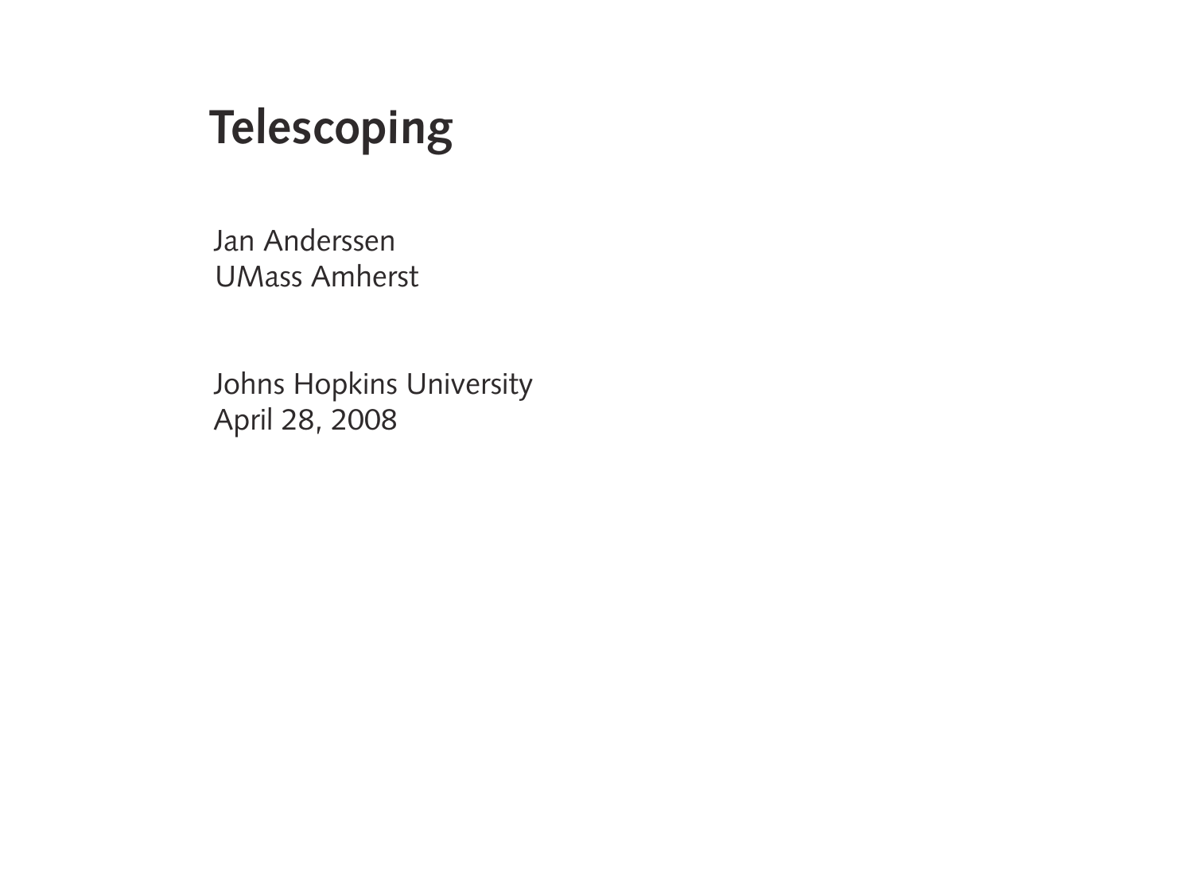# Telescoping

Jan Anderssen
UMass Amherst

Johns Hopkins University
April 28, 2008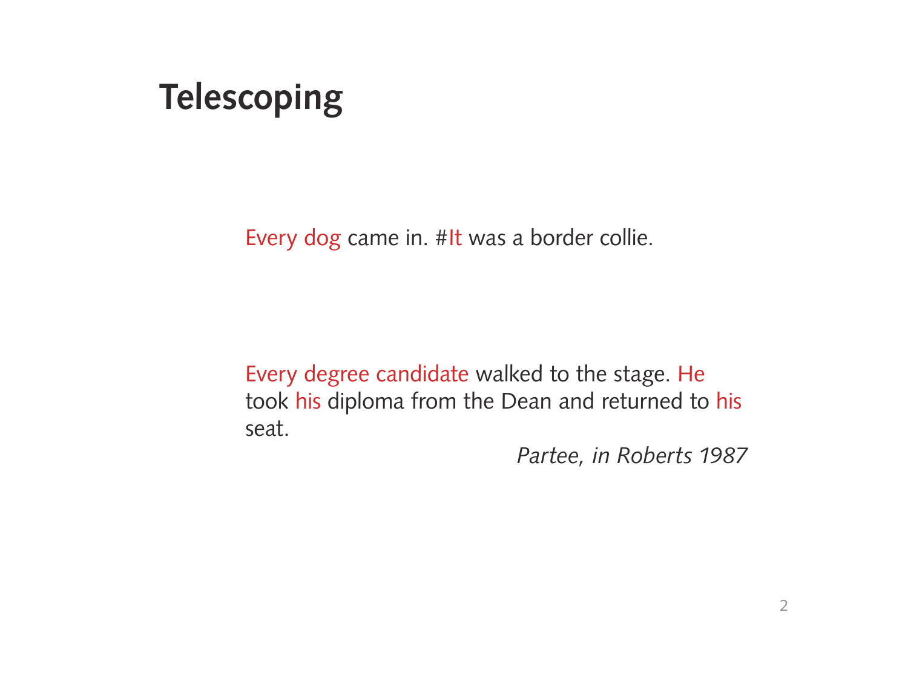# Telescoping

Every dog came in. #It was a border collie.

Every degree candidate walked to the stage. He took his diploma from the Dean and returned to his seat.

*Partee, in Roberts 1987*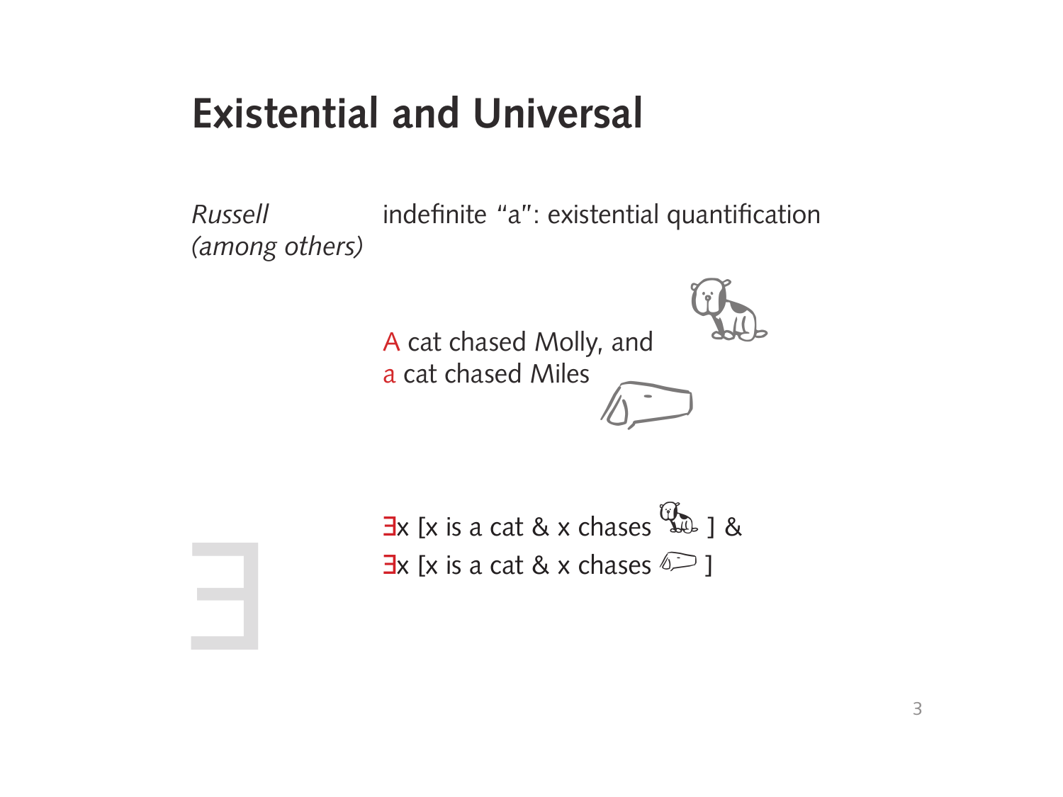# Existential and Universal

*Russell (among others)*

indefinite "a": existential quantification

A cat chased Molly, and
a cat chased Miles

∃x [x is a cat & x chases ] &
∃x [x is a cat & x chases ]

∃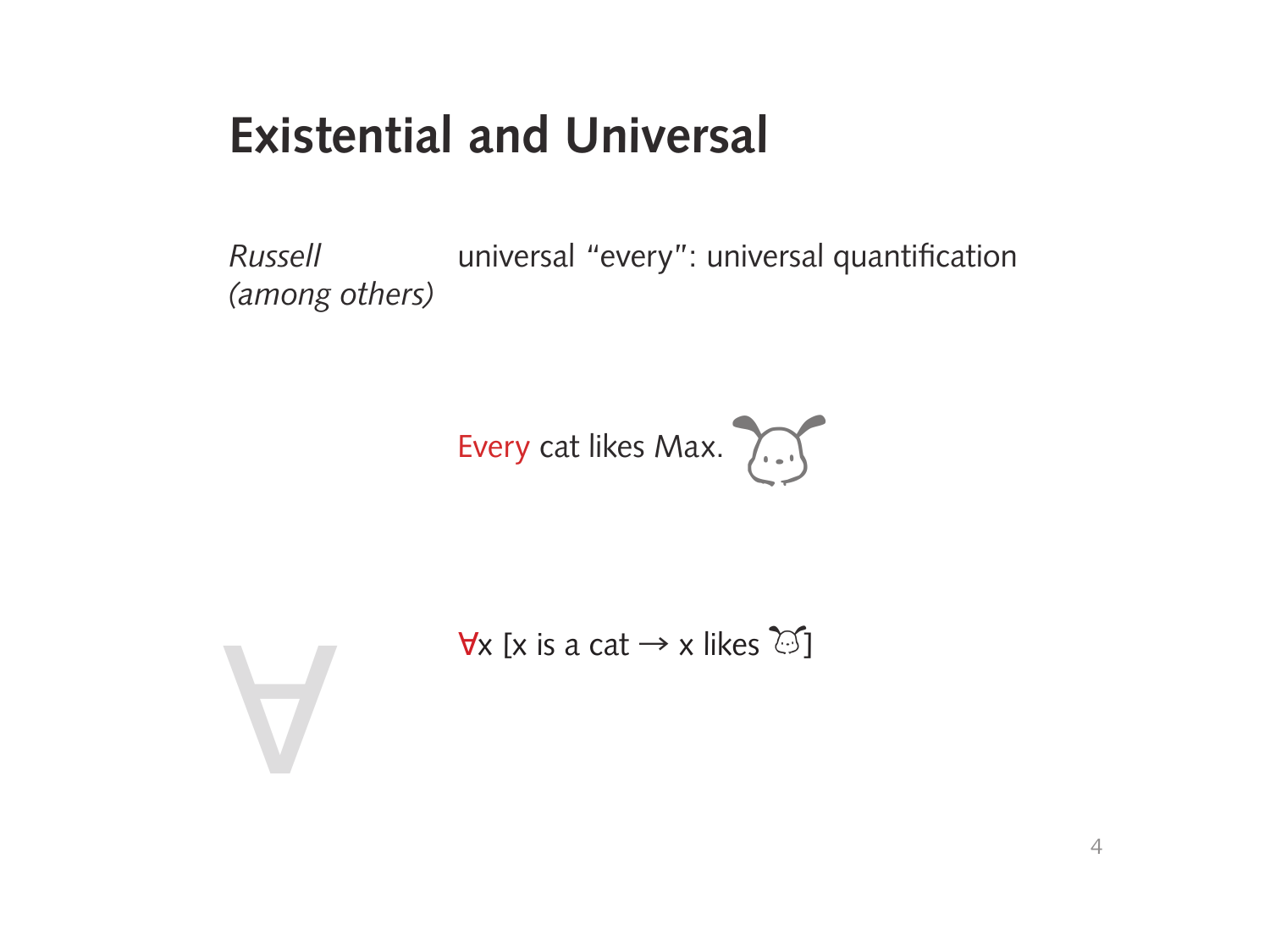# Existential and Universal

*Russell (among others)* universal “every”: universal quantification

Every cat likes Max.

$\forall x$ [x is a cat → x likes ]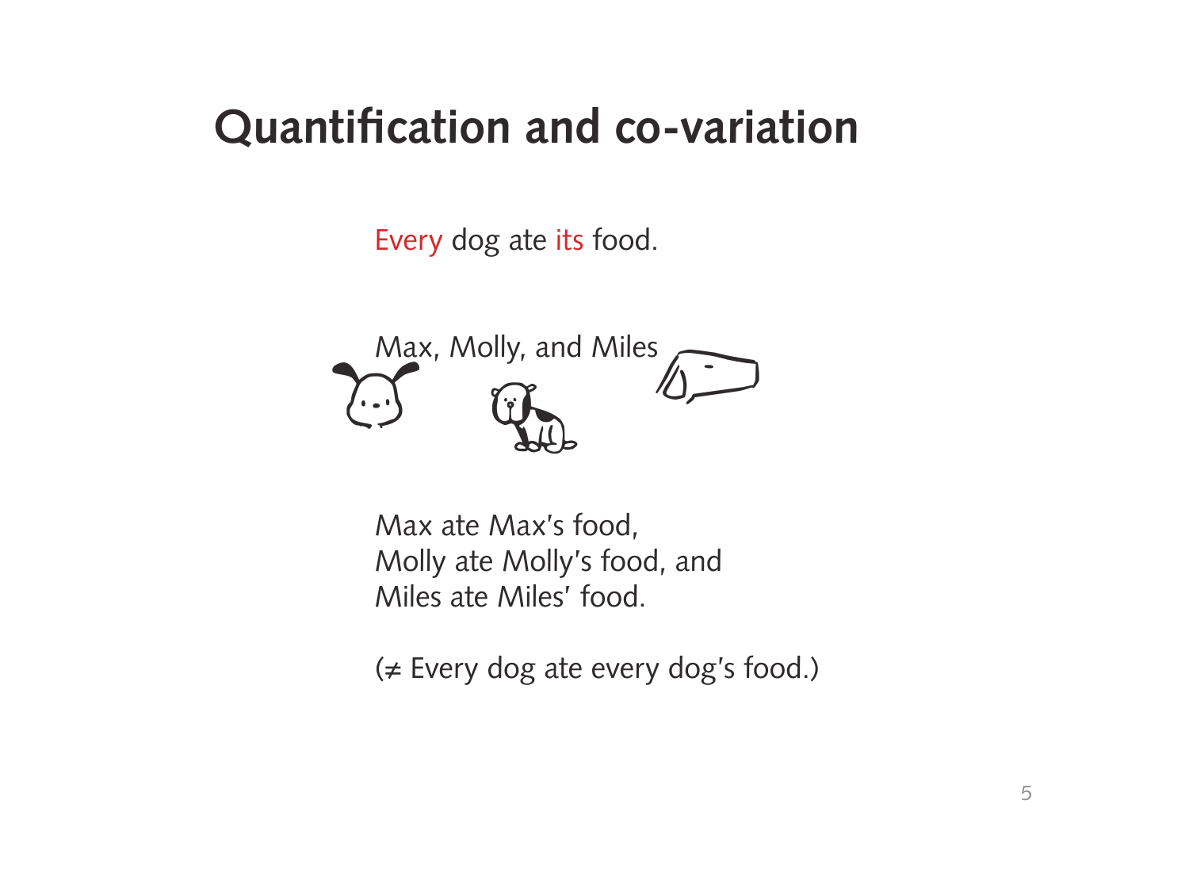# Quantification and co-variation

Every dog ate its food.

Max, Molly, and Miles

Max ate Max's food,
Molly ate Molly's food, and
Miles ate Miles' food.

(≠ Every dog ate every dog's food.)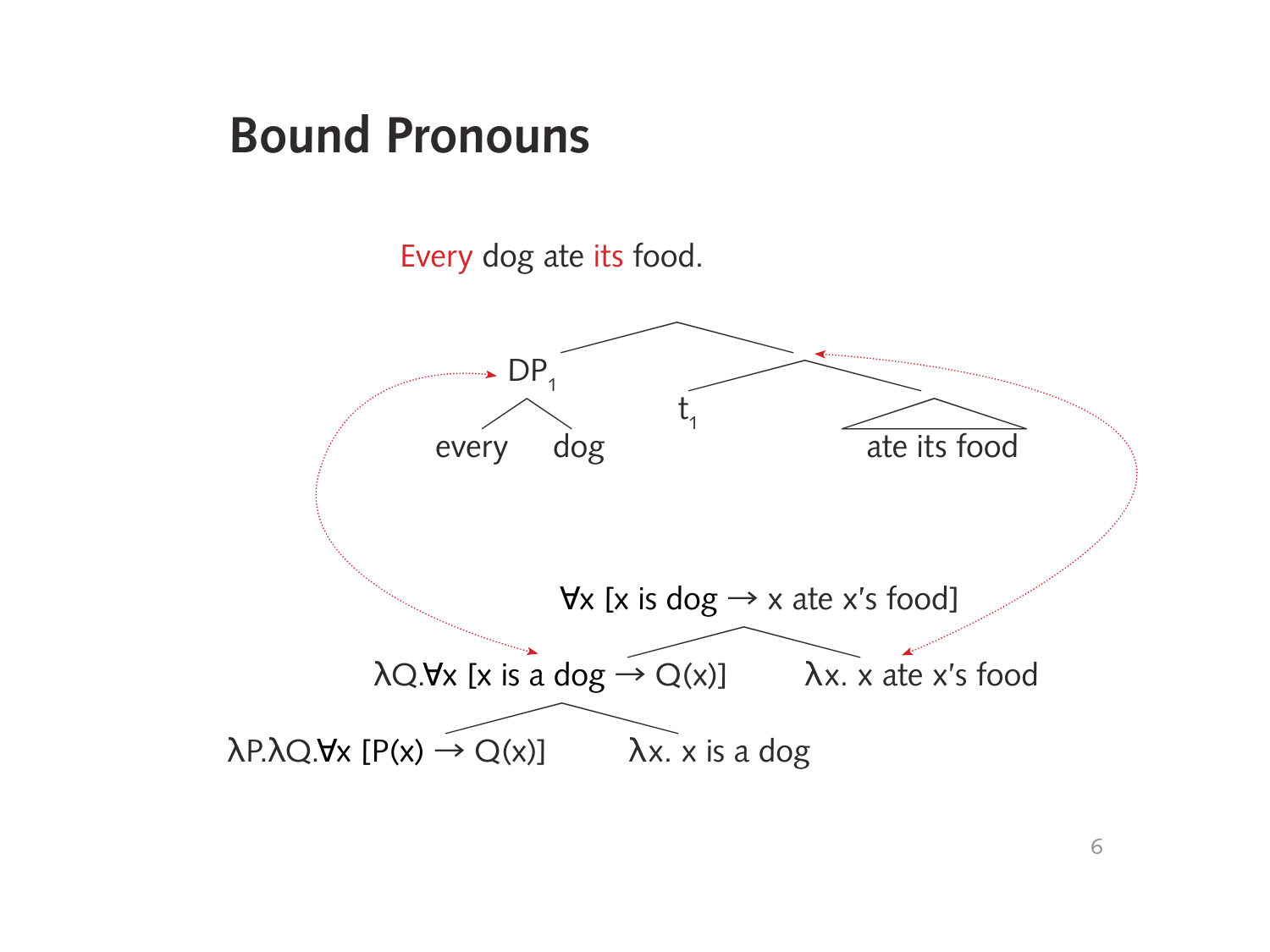# Bound Pronouns

Every dog ate its food.

DP$_1$

every dog

t$_1$

ate its food

$\forall x$ [x is dog → x ate x's food]

$\lambda Q.\forall x$ [x is a dog → Q(x)]

$\lambda x$. x ate x's food

$\lambda P.\lambda Q.\forall x$ [P(x) → Q(x)]

$\lambda x$. x is a dog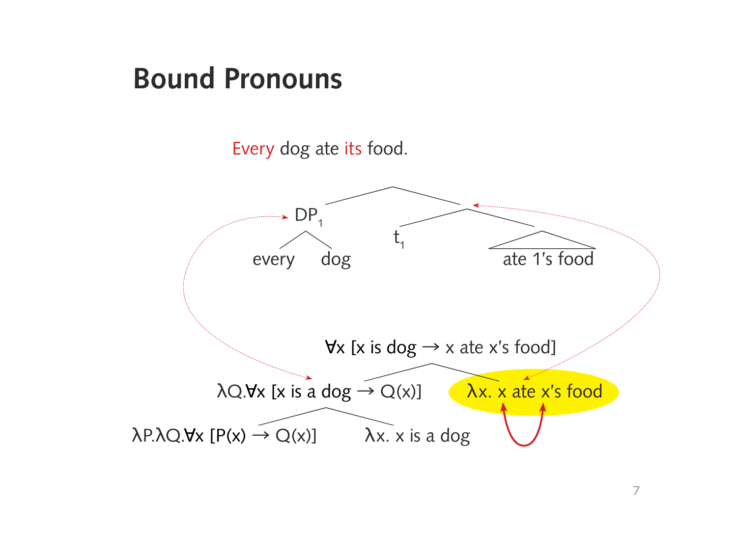# Bound Pronouns

Every dog ate its food.

$DP_1$

every dog

$t_1$

ate 1's food

$\forall x$ [x is dog → x ate x's food]

$\lambda Q.\forall x$ [x is a dog → Q(x)]

λx. x ate x's food

$\lambda P.\lambda Q.\forall x$ [P(x) → Q(x)]

λx. x is a dog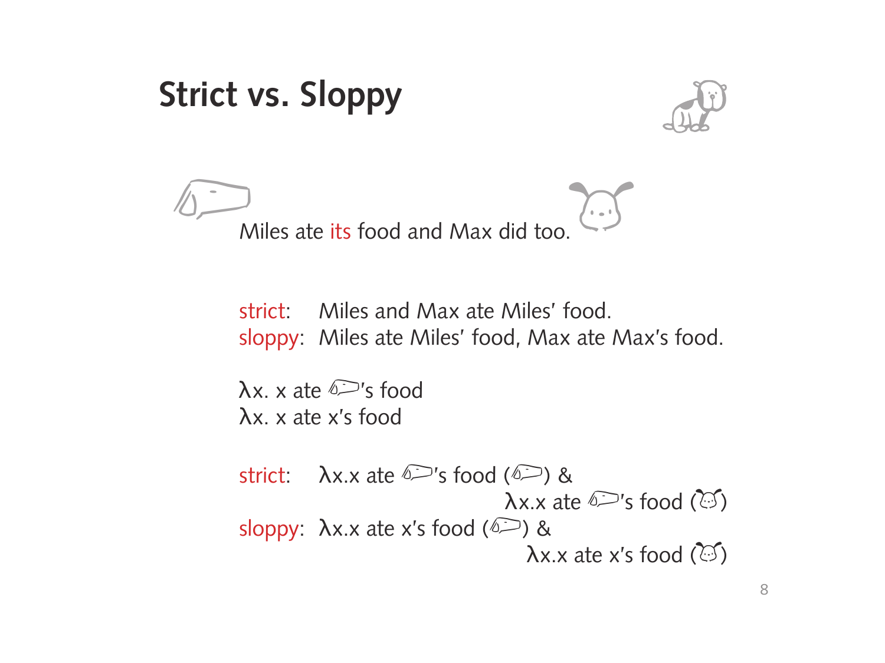# Strict vs. Sloppy

Miles ate its food and Max did too.

strict: Miles and Max ate Miles' food.
sloppy: Miles ate Miles' food, Max ate Max's food.

λx. x ate Miles's food
λx. x ate x's food

strict: λx.x ate Miles's food (Miles) &
λx.x ate Miles's food (Max)
sloppy: λx.x ate x's food (Miles) &
λx.x ate x's food (Max)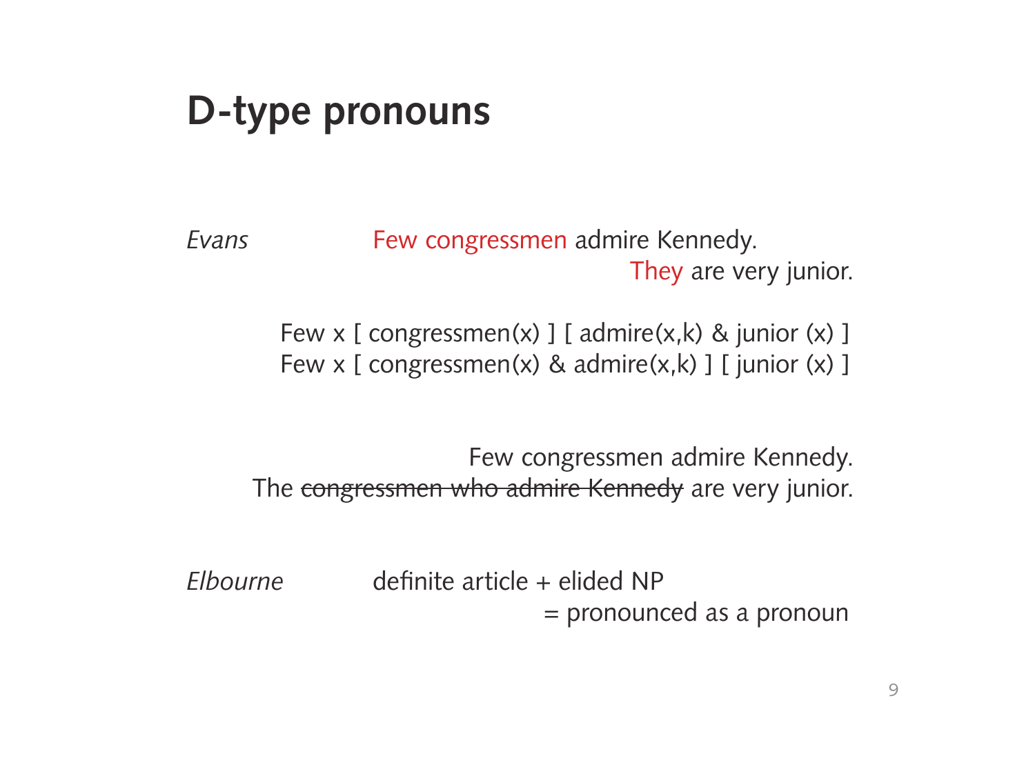# D-type pronouns

*Evans* Few congressmen admire Kennedy.
They are very junior.

Few x [ congressmen(x) ] [ admire(x,k) & junior (x) ]
Few x [ congressmen(x) & admire(x,k) ] [ junior (x) ]

Few congressmen admire Kennedy.
The ~~congressmen who admire Kennedy~~ are very junior.

*Elbourne* definite article + elided NP
= pronounced as a pronoun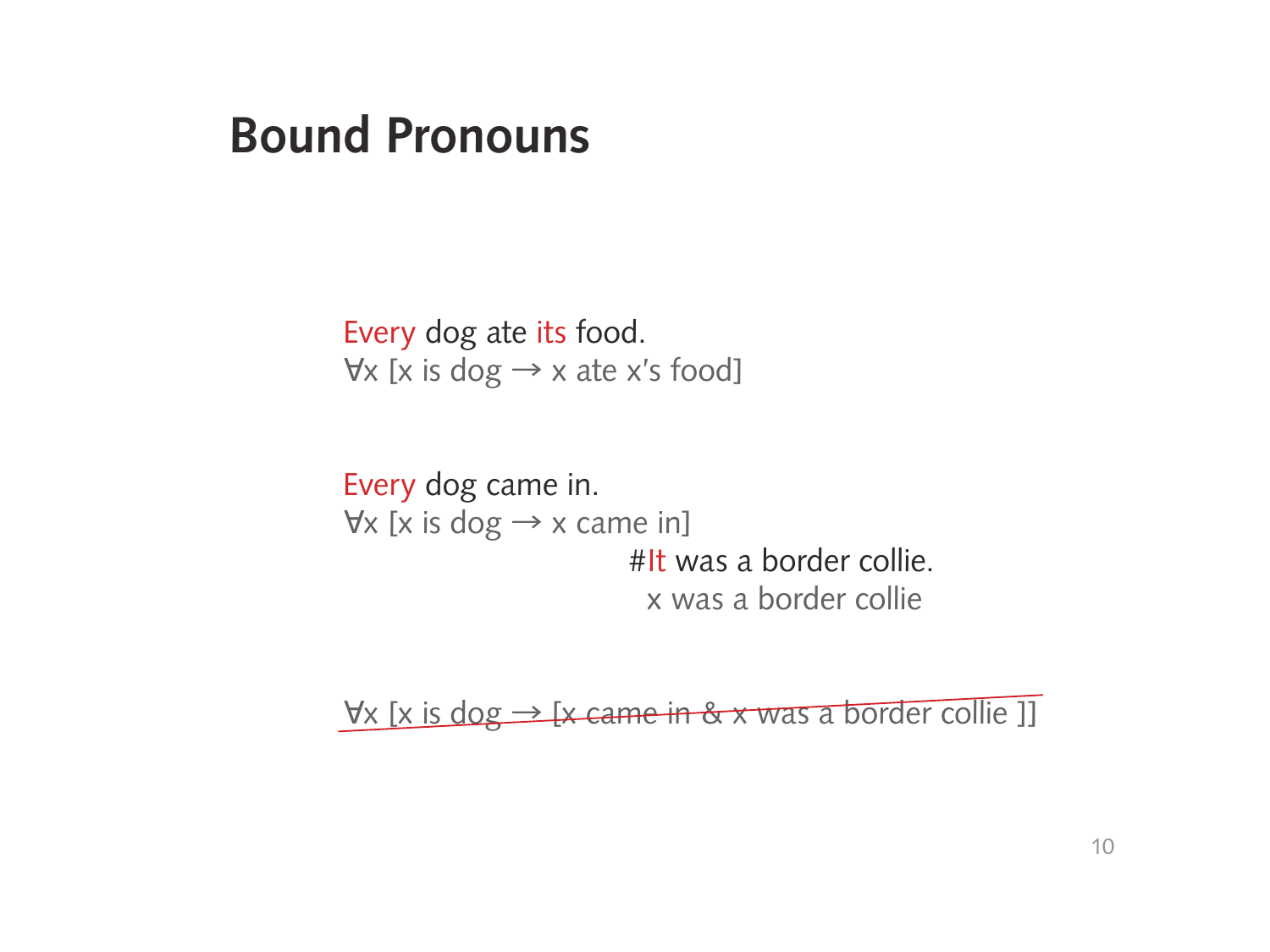# Bound Pronouns

Every dog ate its food.
$\forall$x [x is dog → x ate x's food]

Every dog came in.
$\forall$x [x is dog → x came in]
#It was a border collie.
x was a border collie

~~$\forall$x [x is dog → [x came in & x was a border collie ]]~~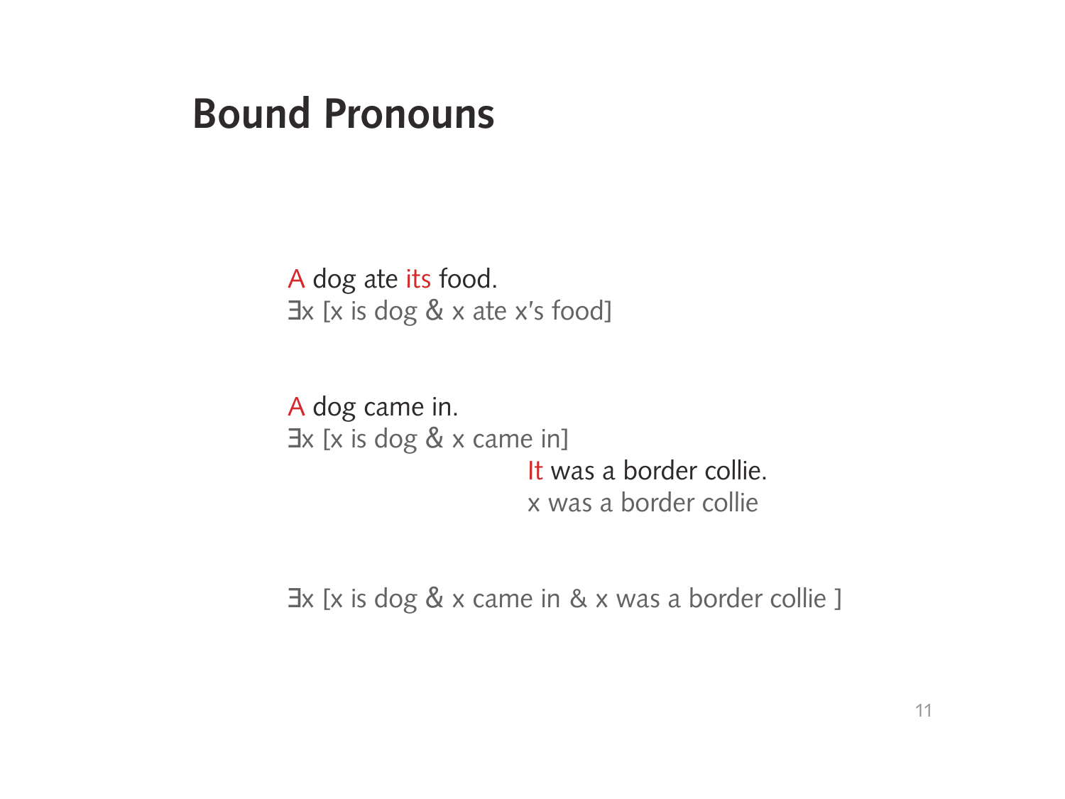# Bound Pronouns

A dog ate its food.
$\exists x$ [x is dog & x ate x's food]

A dog came in.
$\exists x$ [x is dog & x came in]

It was a border collie.
x was a border collie

$\exists x$ [x is dog & x came in & x was a border collie ]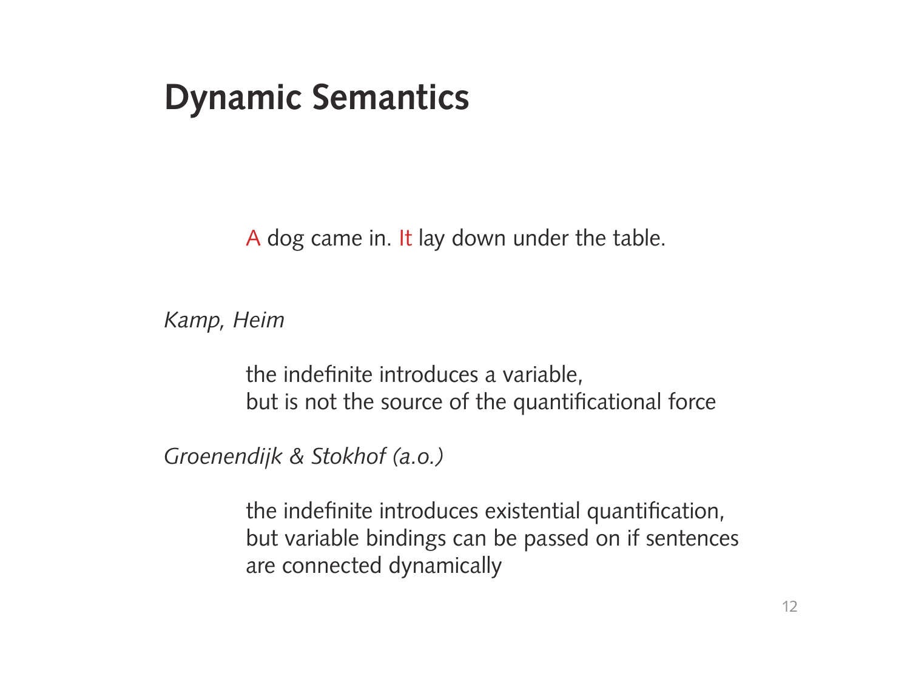# Dynamic Semantics

A dog came in. It lay down under the table.

*Kamp, Heim*

the indefinite introduces a variable,
but is not the source of the quantificational force

*Groenendijk & Stokhof (a.o.)*

the indefinite introduces existential quantification,
but variable bindings can be passed on if sentences
are connected dynamically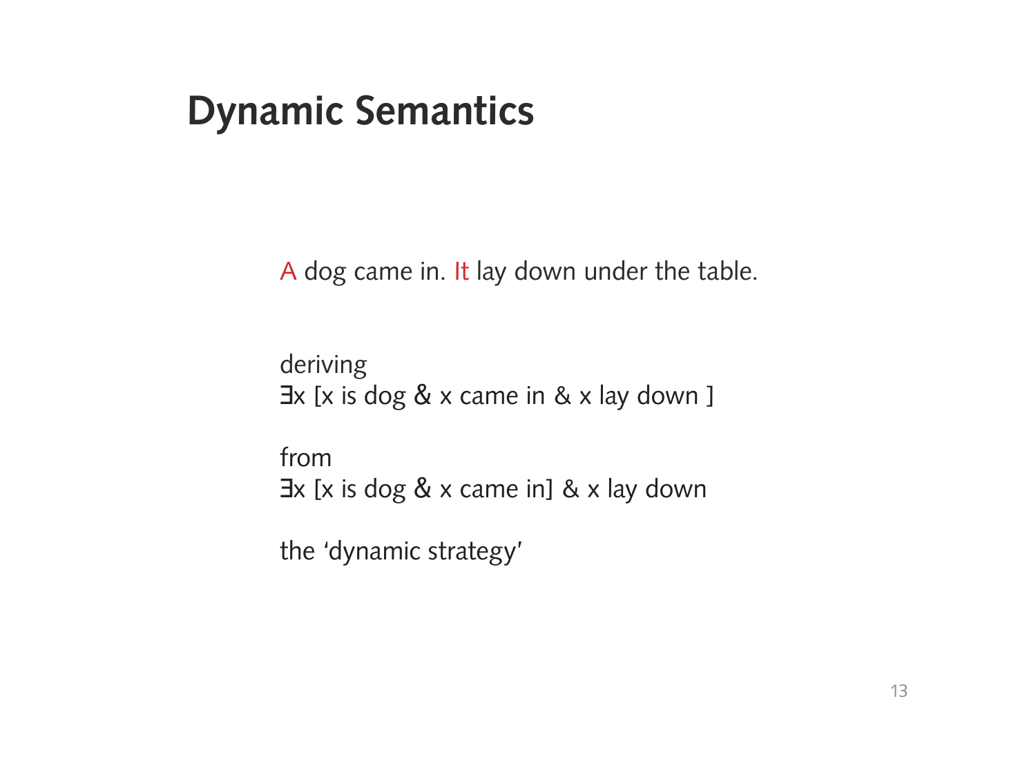# Dynamic Semantics

A dog came in. It lay down under the table.

deriving
∃x [x is dog & x came in & x lay down ]

from
∃x [x is dog & x came in] & x lay down

the 'dynamic strategy'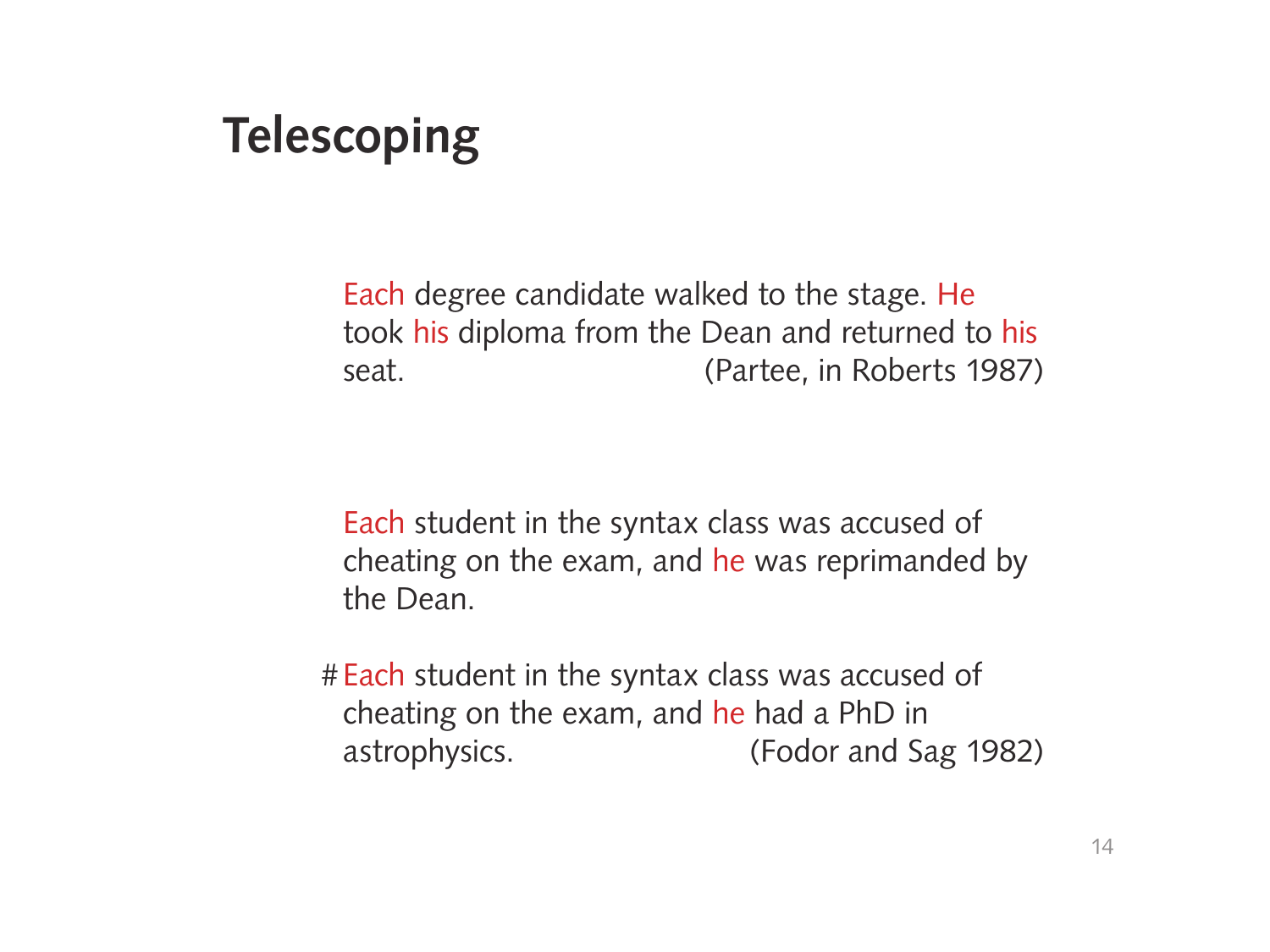# Telescoping

Each degree candidate walked to the stage. He took his diploma from the Dean and returned to his seat. (Partee, in Roberts 1987)

Each student in the syntax class was accused of cheating on the exam, and he was reprimanded by the Dean.

# Each student in the syntax class was accused of cheating on the exam, and he had a PhD in astrophysics. (Fodor and Sag 1982)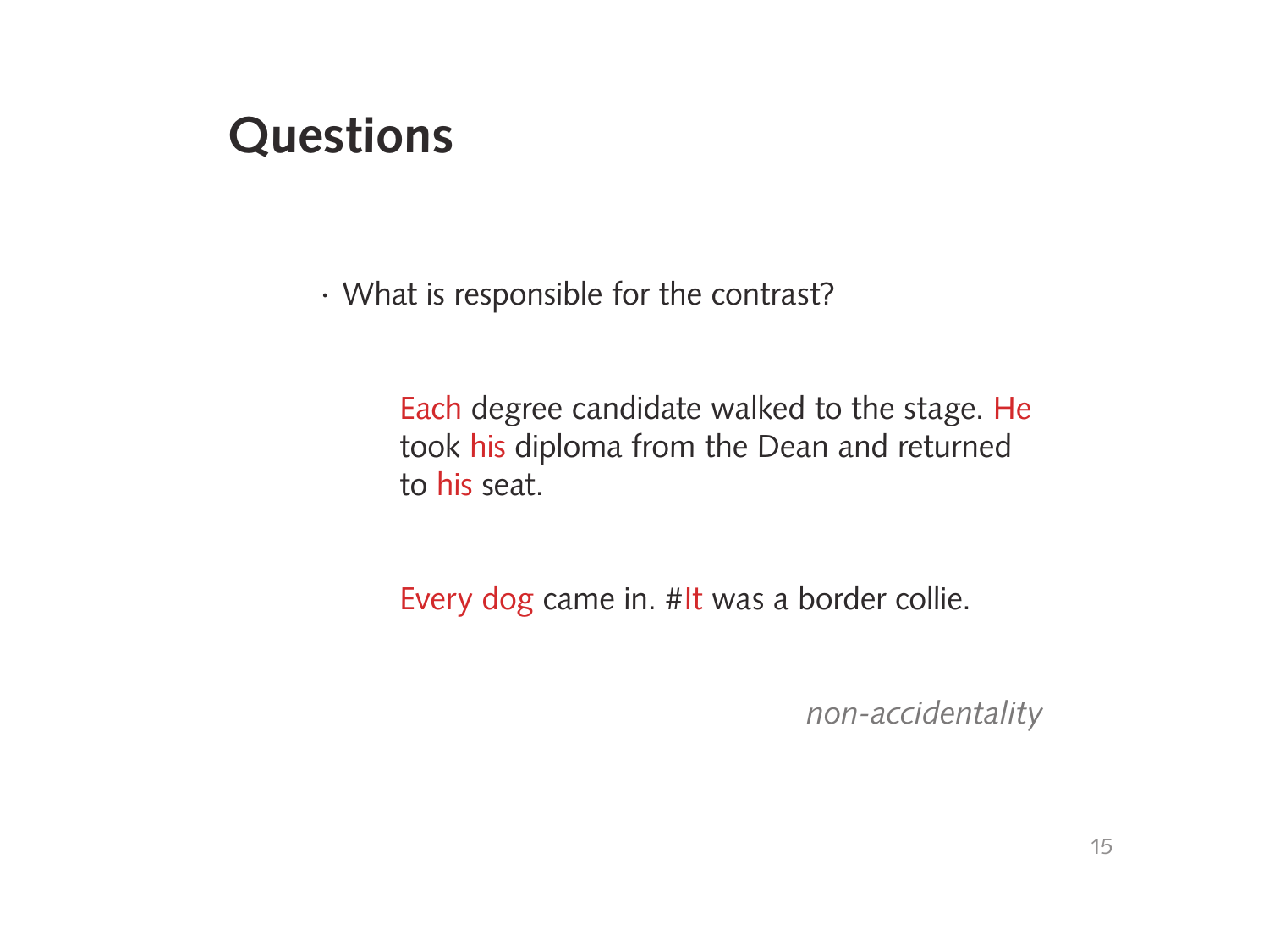# Questions

- What is responsible for the contrast?

Each degree candidate walked to the stage. He took his diploma from the Dean and returned to his seat.

Every dog came in. #It was a border collie.

*non-accidentality*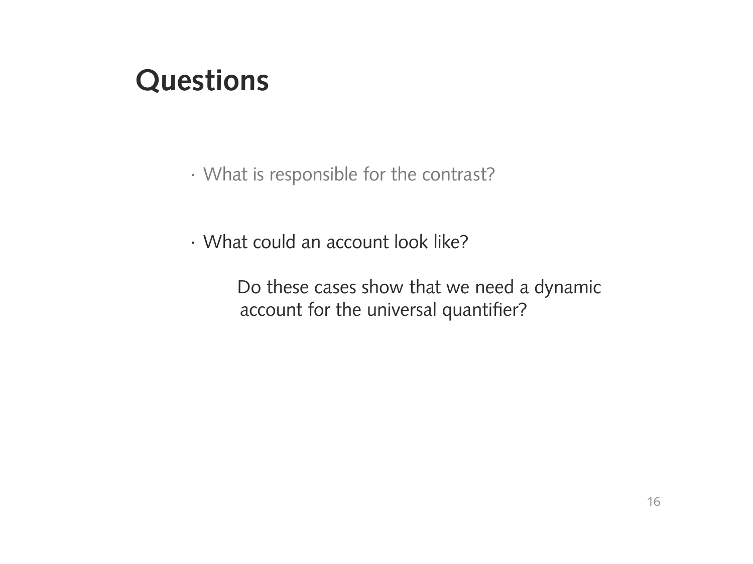# Questions

- What is responsible for the contrast?

- What could an account look like?

  Do these cases show that we need a dynamic account for the universal quantifier?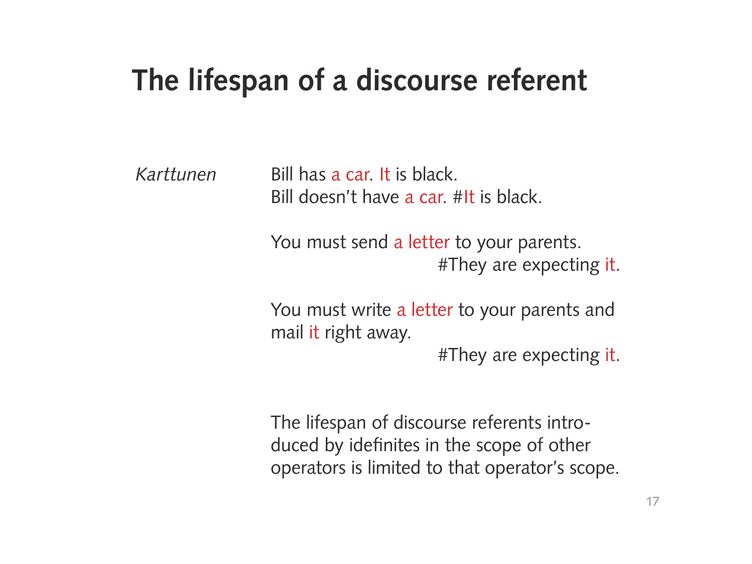# The lifespan of a discourse referent

*Karttunen*

Bill has a car. It is black.
Bill doesn't have a car. #It is black.

You must send a letter to your parents.
#They are expecting it.

You must write a letter to your parents and mail it right away.
#They are expecting it.

The lifespan of discourse referents introduced by idefinites in the scope of other operators is limited to that operator's scope.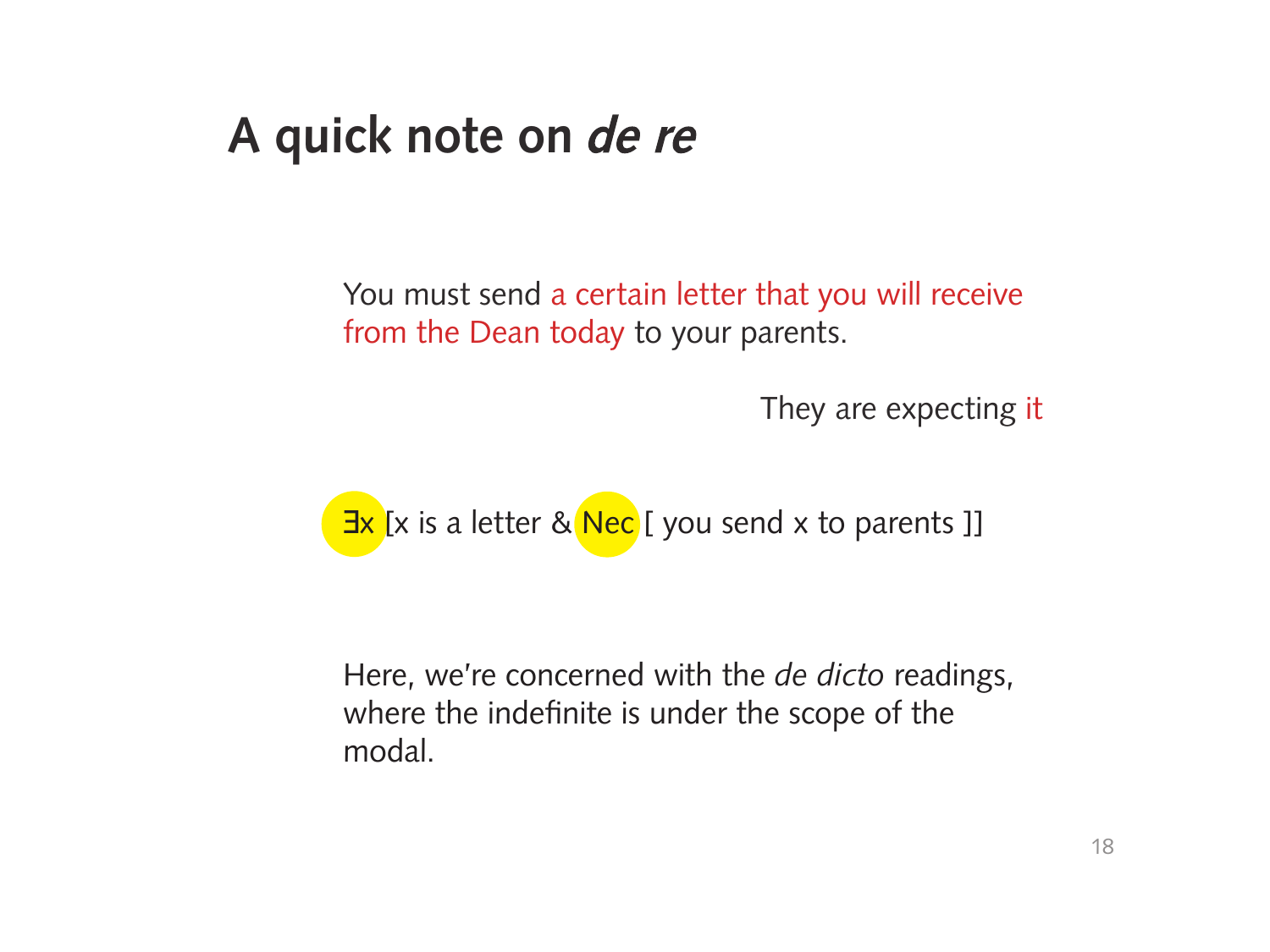# A quick note on *de re*

You must send a certain letter that you will receive from the Dean today to your parents.

They are expecting it

∃x [x is a letter & Nec [ you send x to parents ]]

Here, we're concerned with the *de dicto* readings, where the indefinite is under the scope of the modal.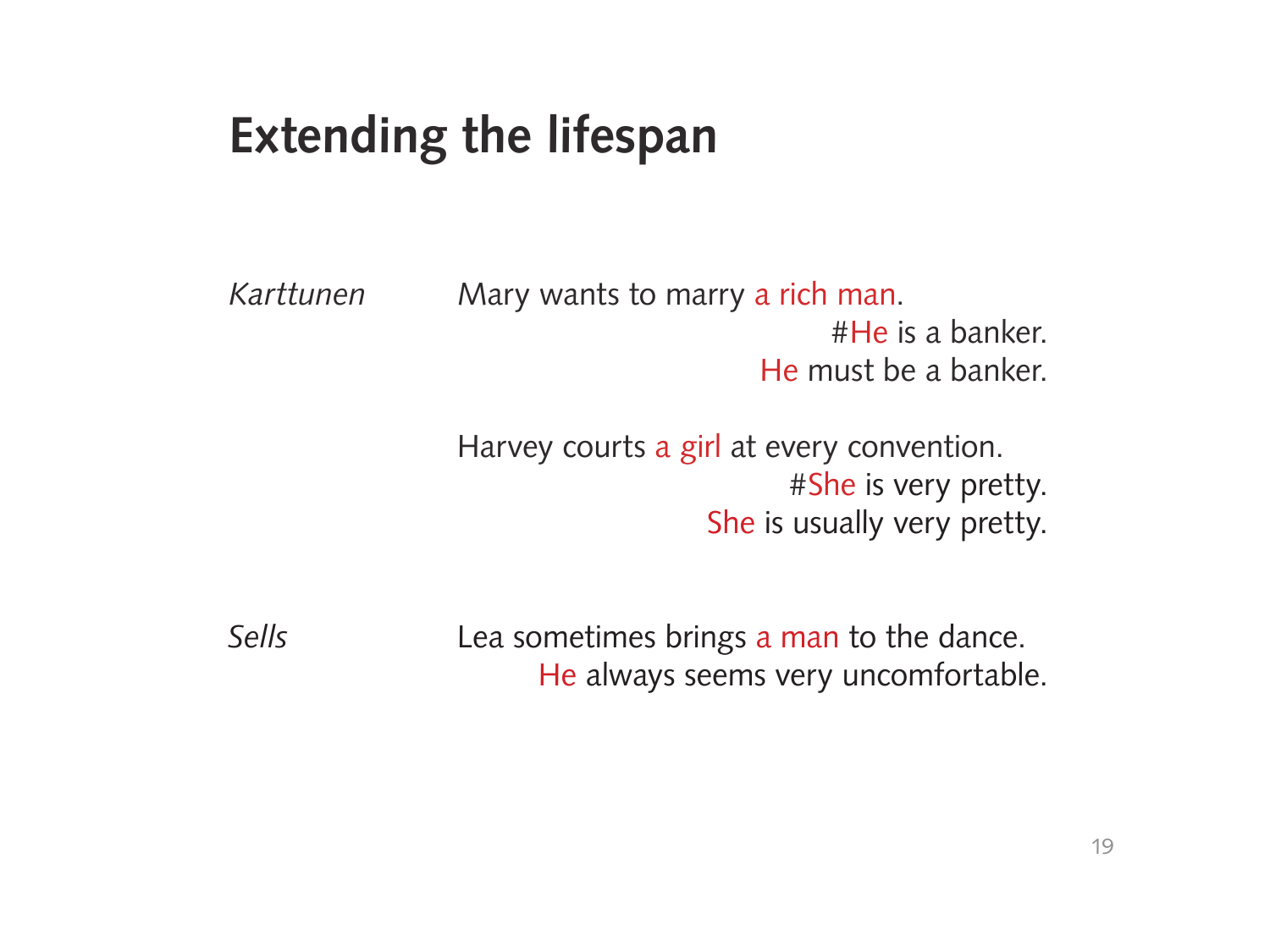# Extending the lifespan

*Karttunen*

Mary wants to marry a rich man.
#He is a banker.
He must be a banker.

Harvey courts a girl at every convention.
#She is very pretty.
She is usually very pretty.

*Sells*

Lea sometimes brings a man to the dance.
He always seems very uncomfortable.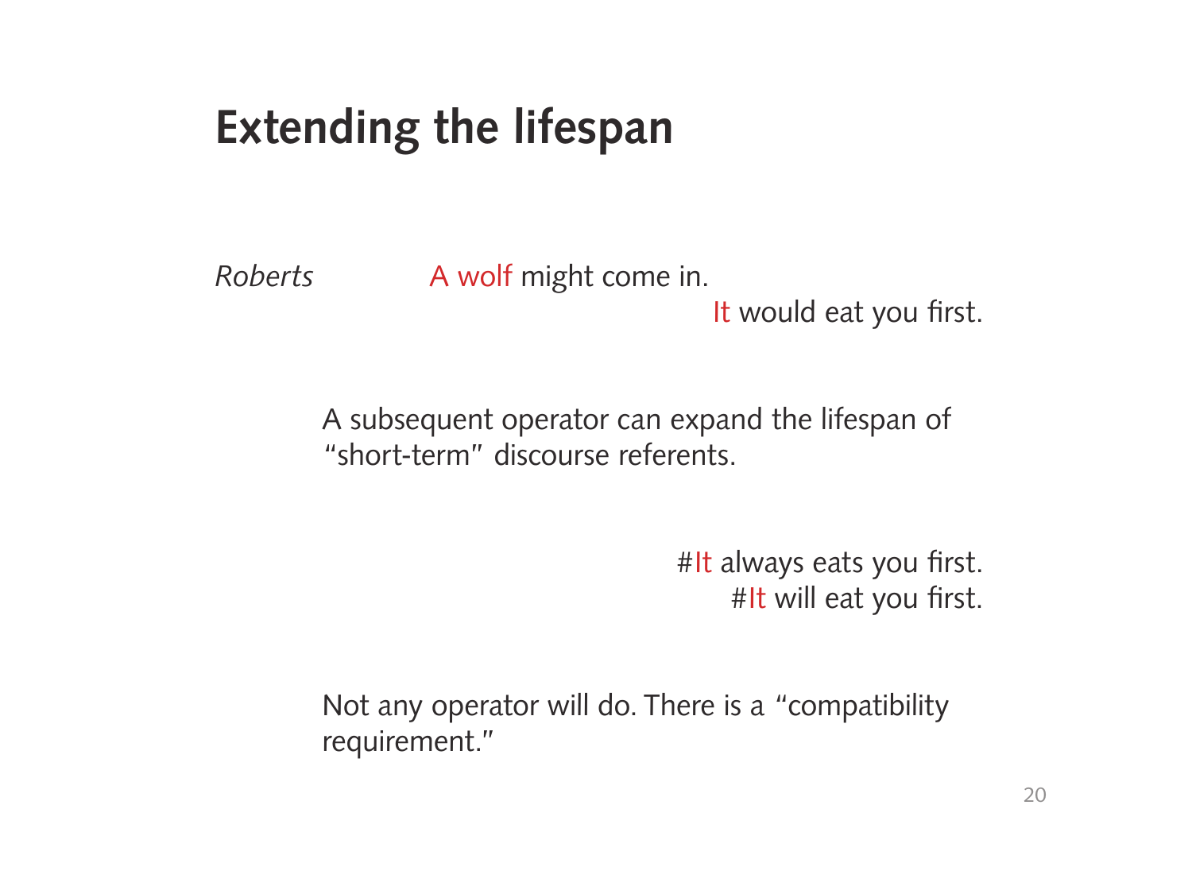# Extending the lifespan

*Roberts* A wolf might come in.

It would eat you first.

A subsequent operator can expand the lifespan of "short-term" discourse referents.

#It always eats you first.

#It will eat you first.

Not any operator will do. There is a "compatibility requirement."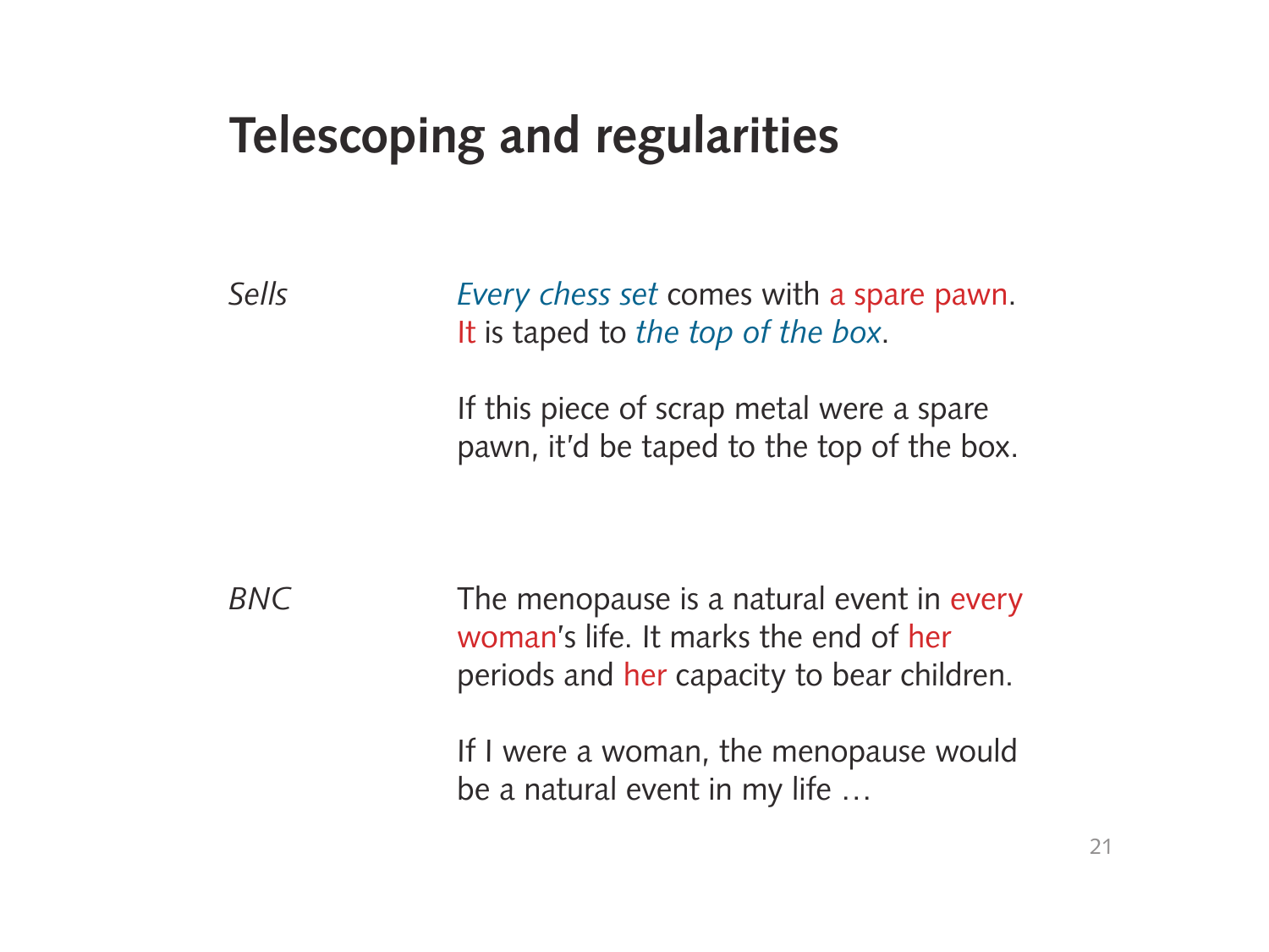# Telescoping and regularities

*Sells*

*Every chess set* comes with a spare pawn. It is taped to *the top of the box*.

If this piece of scrap metal were a spare pawn, it'd be taped to the top of the box.

*BNC*

The menopause is a natural event in every woman's life. It marks the end of her periods and her capacity to bear children.

If I were a woman, the menopause would be a natural event in my life …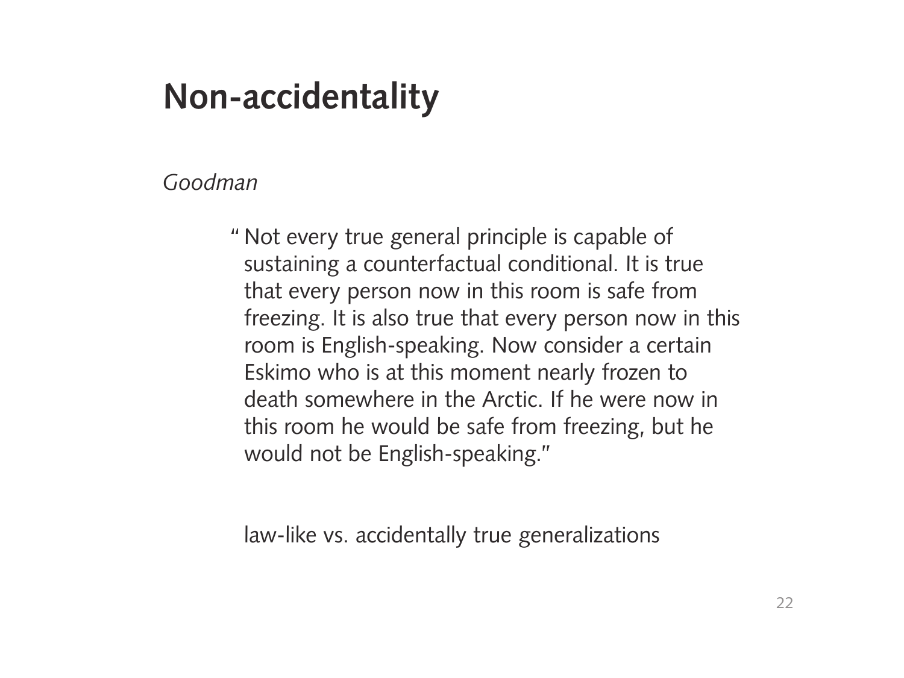# Non-accidentality

*Goodman*

> "Not every true general principle is capable of sustaining a counterfactual conditional. It is true that every person now in this room is safe from freezing. It is also true that every person now in this room is English-speaking. Now consider a certain Eskimo who is at this moment nearly frozen to death somewhere in the Arctic. If he were now in this room he would be safe from freezing, but he would not be English-speaking."

law-like vs. accidentally true generalizations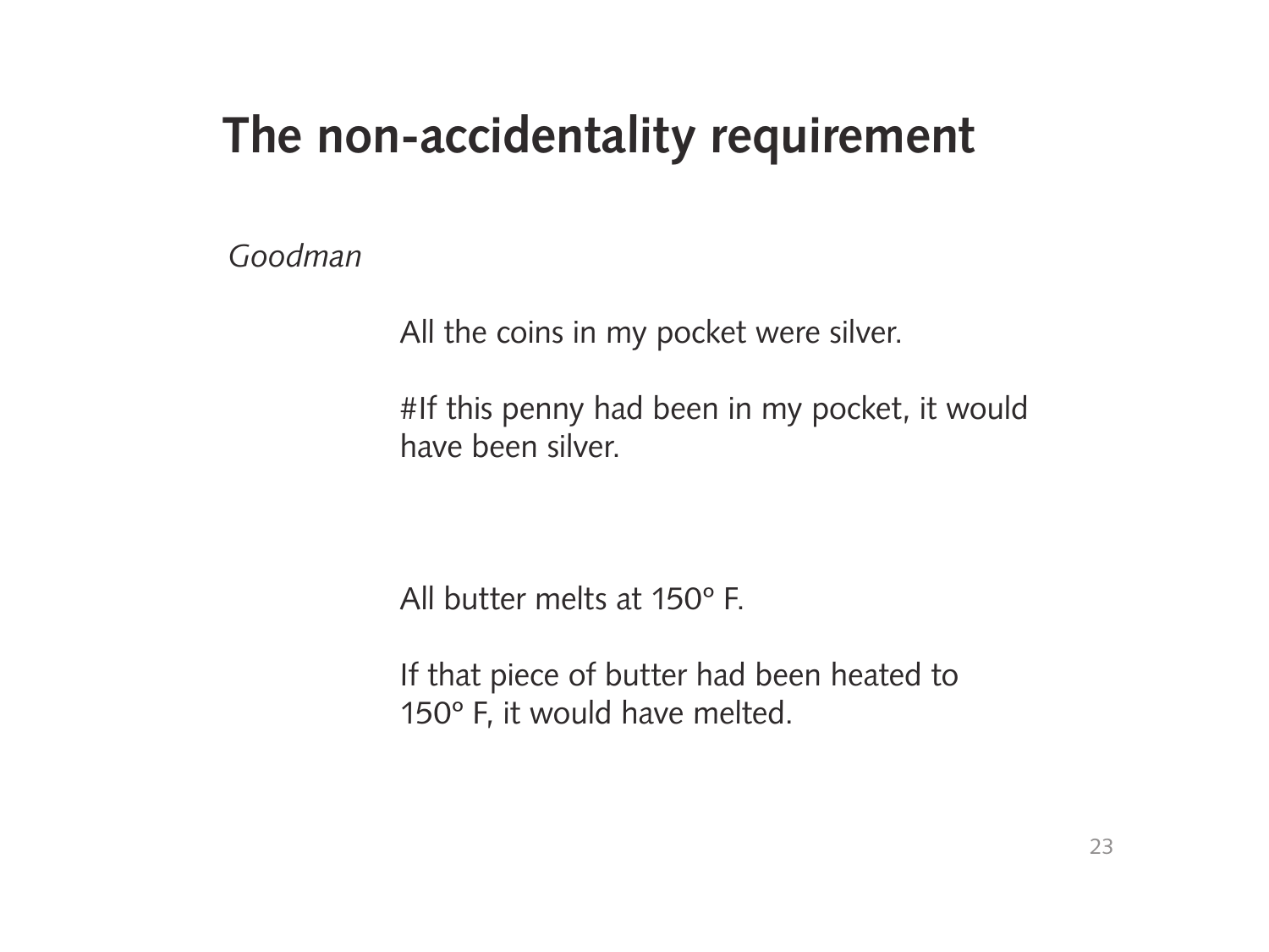# The non-accidentality requirement

*Goodman*

All the coins in my pocket were silver.

#If this penny had been in my pocket, it would have been silver.

All butter melts at 150° F.

If that piece of butter had been heated to 150° F, it would have melted.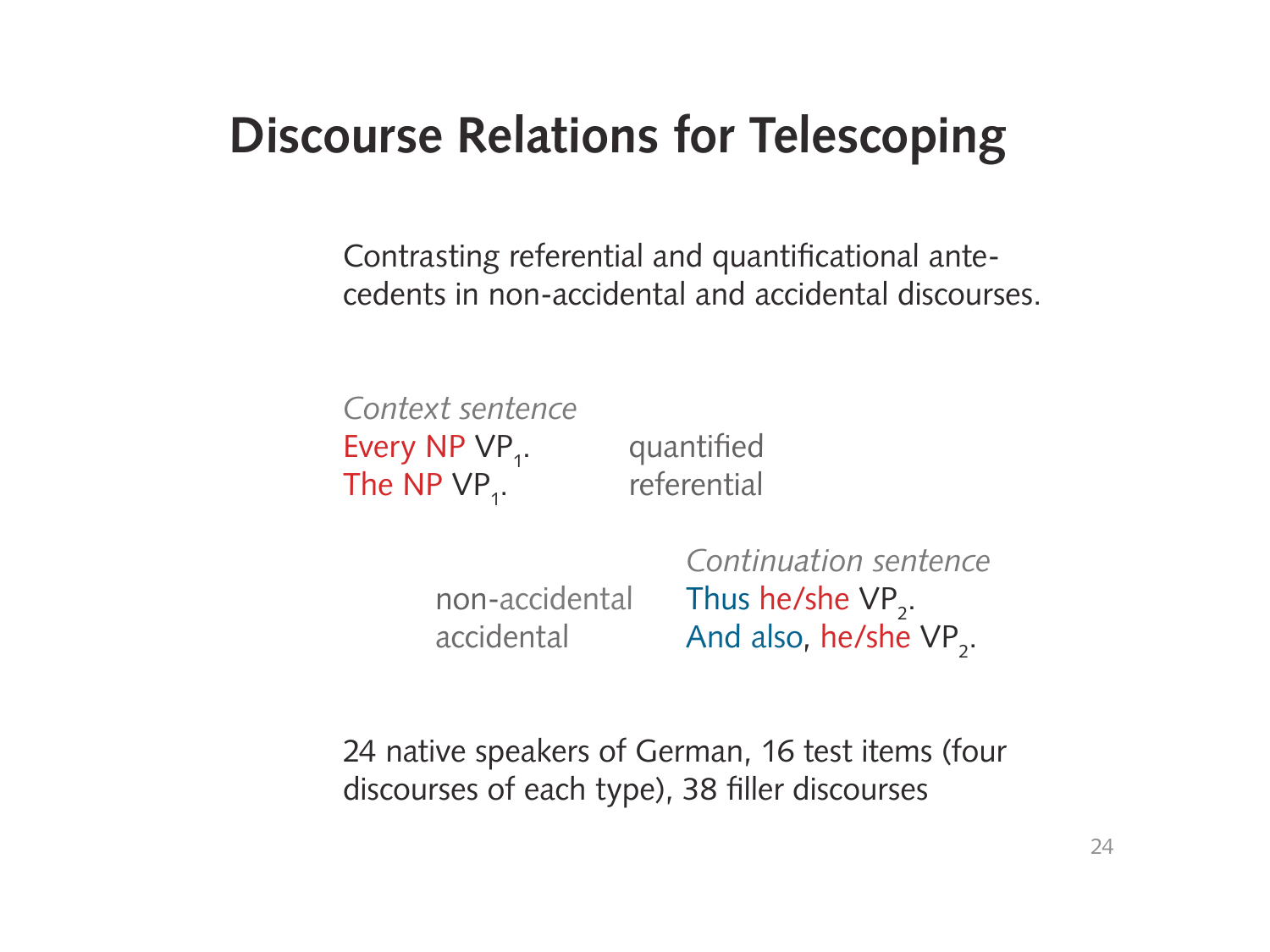# Discourse Relations for Telescoping

Contrasting referential and quantificational antecedents in non-accidental and accidental discourses.

*Context sentence*

| | |
|---|---|
| Every NP $VP_1$. | quantified |
| The NP $VP_1$. | referential |

| | *Continuation sentence* |
|---|---|
| non-accidental | Thus he/she $VP_2$. |
| accidental | And also, he/she $VP_2$. |

24 native speakers of German, 16 test items (four discourses of each type), 38 filler discourses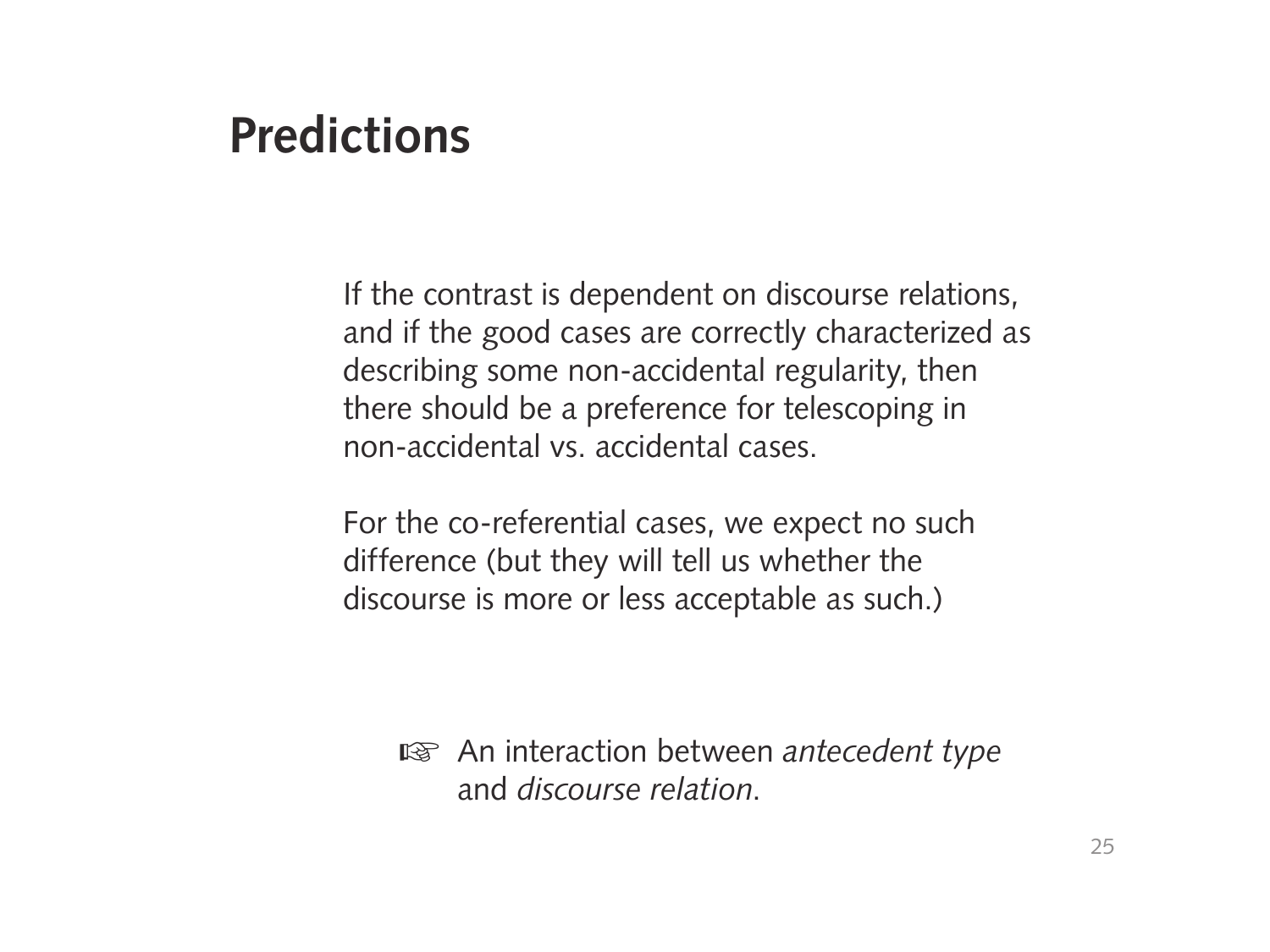# Predictions

If the contrast is dependent on discourse relations, and if the good cases are correctly characterized as describing some non-accidental regularity, then there should be a preference for telescoping in non-accidental vs. accidental cases.

For the co-referential cases, we expect no such difference (but they will tell us whether the discourse is more or less acceptable as such.)

☞ An interaction between *antecedent type* and *discourse relation*.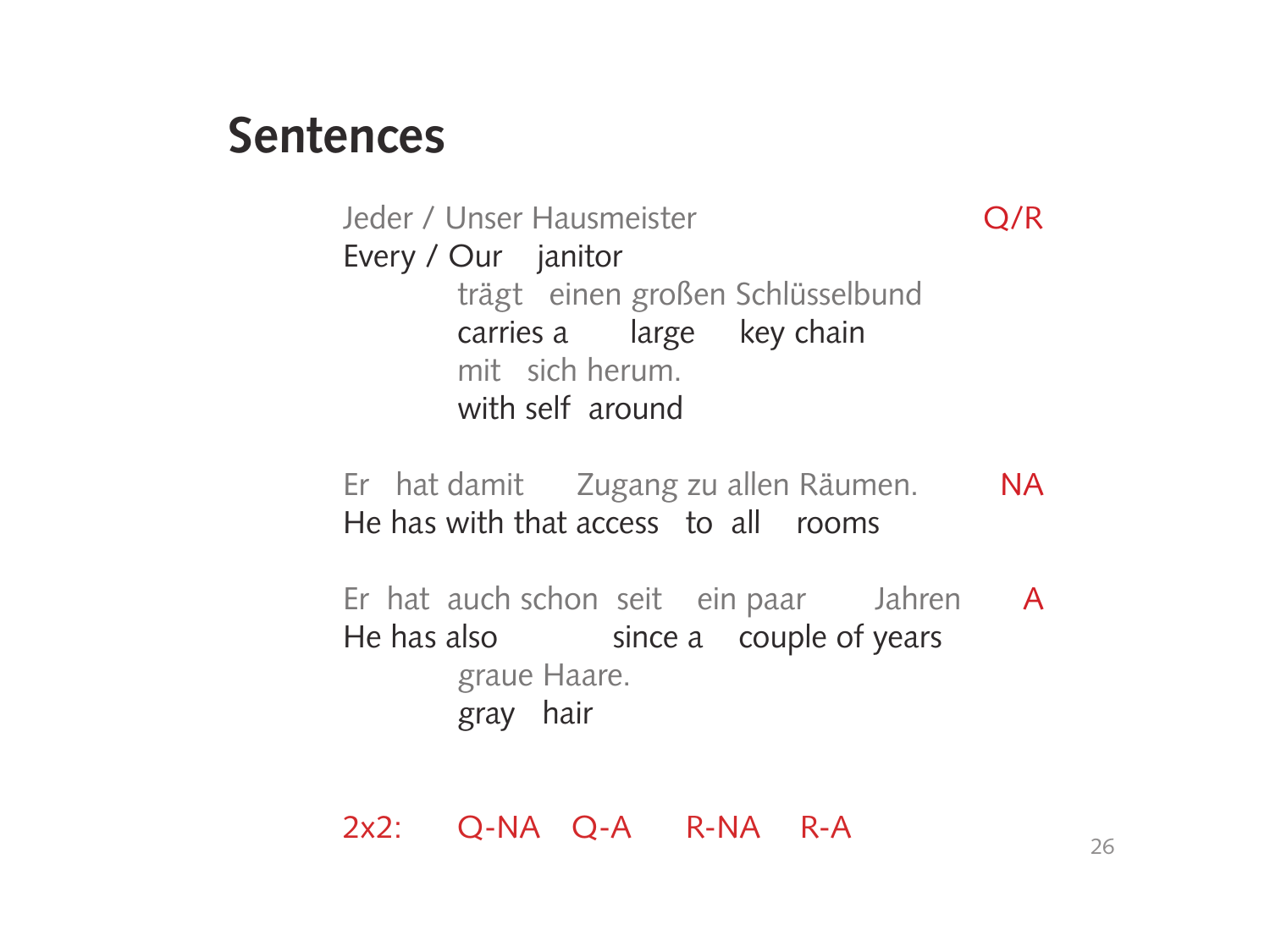# Sentences

Jeder / Unser Hausmeister  
Every / Our janitor  
trägt einen großen Schlüsselbund  
carries a large key chain  
mit sich herum.  
with self around  
Q/R

Er hat damit Zugang zu allen Räumen.  
He has with that access to all rooms  
NA

Er hat auch schon seit ein paar Jahren  
He has also since a couple of years  
graue Haare.  
gray hair  
A

2x2: Q-NA Q-A R-NA R-A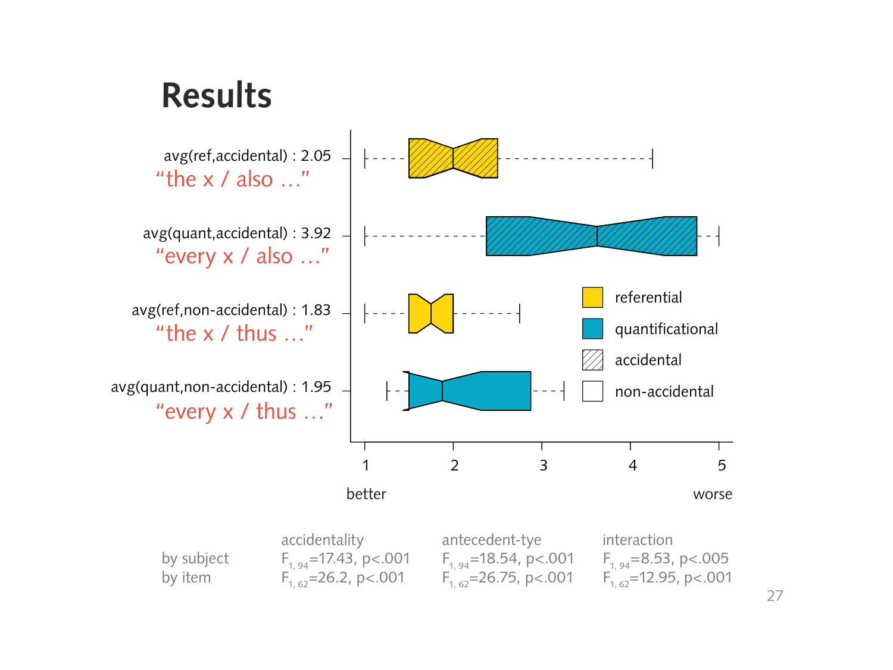# Results

avg(ref,accidental) : 2.05
"the x / also …"

avg(quant,accidental) : 3.92
"every x / also …"

avg(ref,non-accidental) : 1.83
"the x / thus …"

avg(quant,non-accidental) : 1.95
"every x / thus …"

referential
quantificational
accidental
non-accidental

1 2 3 4 5

better worse

| | accidentality | antecedent-tye | interaction |
|---|---|---|---|
| by subject | $F_{1, 94}$=17.43, p<.001 | $F_{1, 94}$=18.54, p<.001 | $F_{1, 94}$=8.53, p<.005 |
| by item | $F_{1, 62}$=26.2, p<.001 | $F_{1, 62}$=26.75, p<.001 | $F_{1, 62}$=12.95, p<.001 |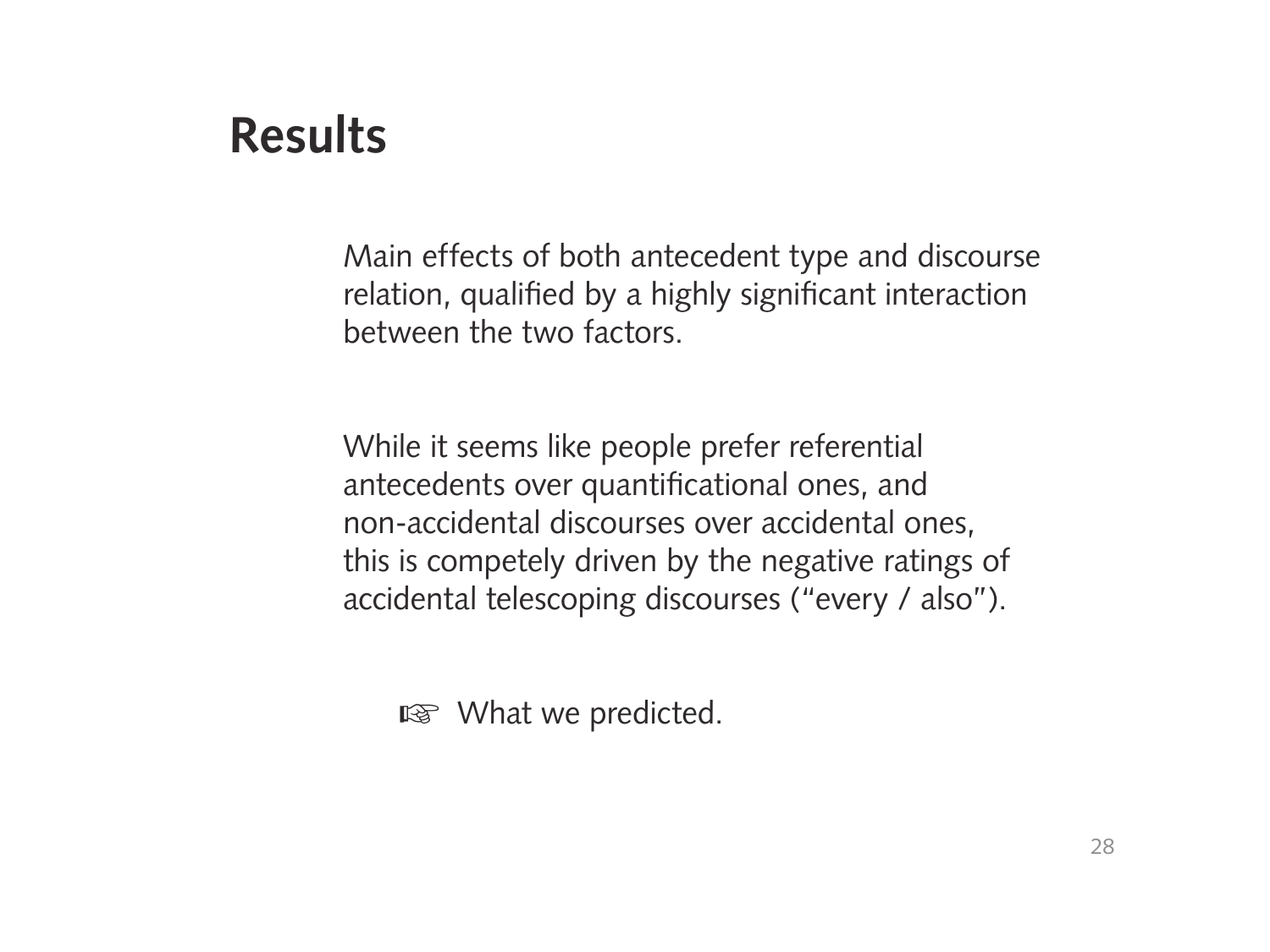# Results

Main effects of both antecedent type and discourse relation, qualified by a highly significant interaction between the two factors.

While it seems like people prefer referential antecedents over quantificational ones, and non-accidental discourses over accidental ones, this is competely driven by the negative ratings of accidental telescoping discourses (“every / also”).

☞ What we predicted.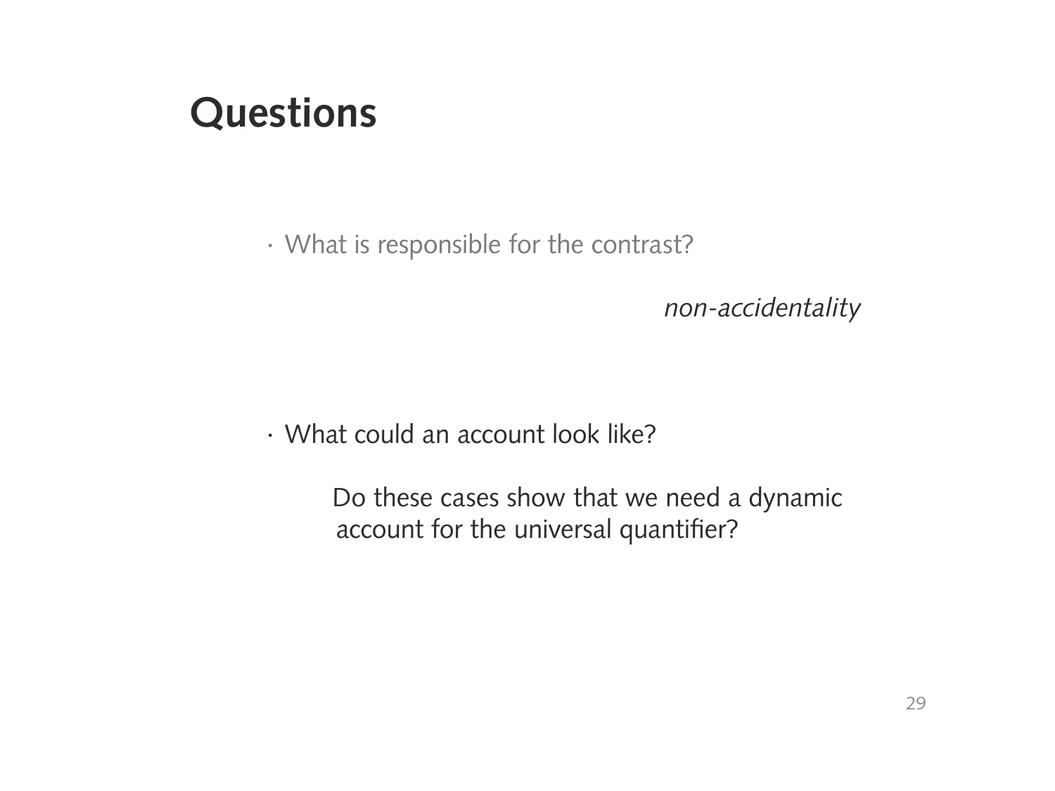# Questions

- What is responsible for the contrast?

  *non-accidentality*

- What could an account look like?

  Do these cases show that we need a dynamic account for the universal quantifier?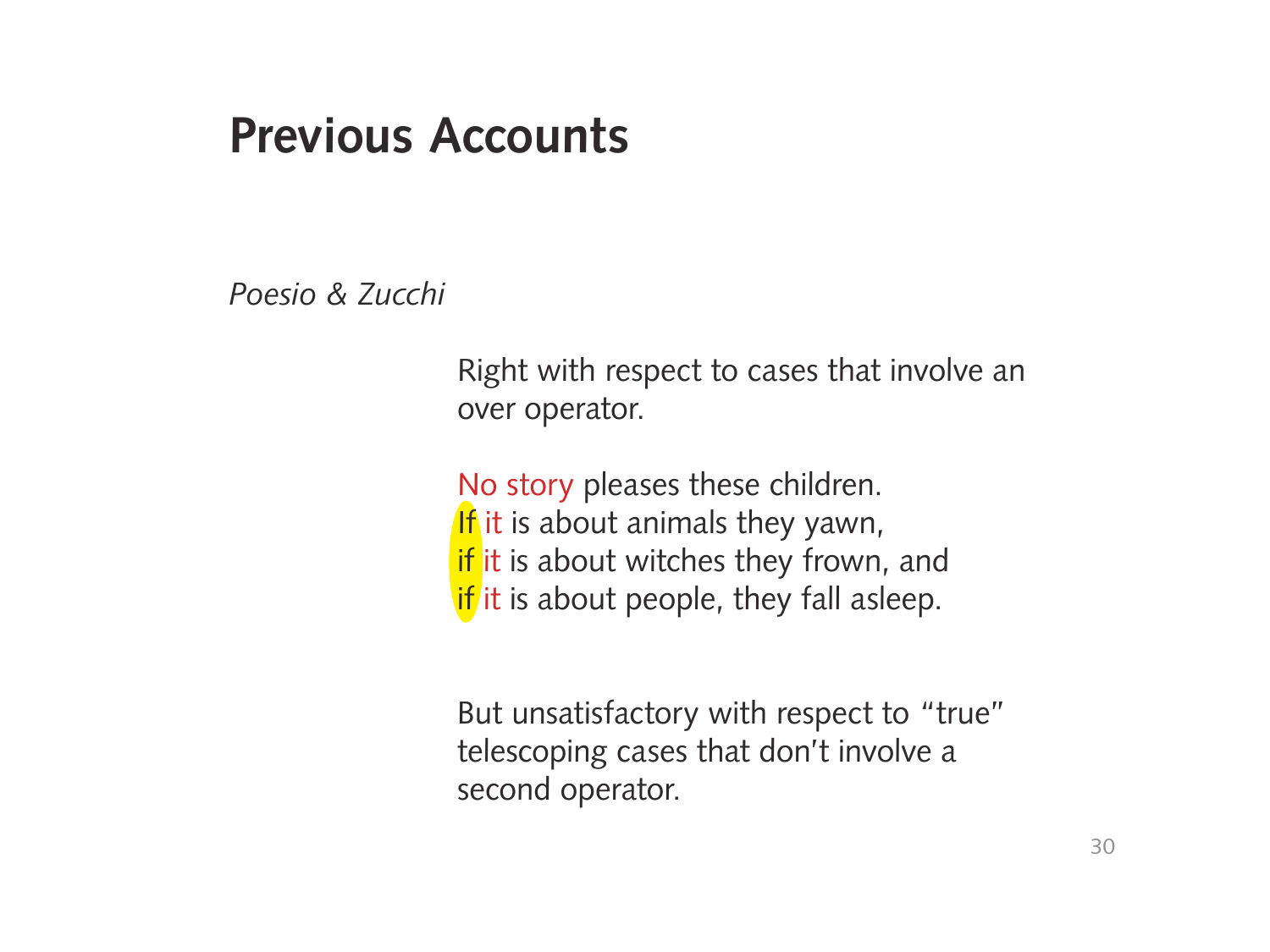# Previous Accounts

*Poesio & Zucchi*

Right with respect to cases that involve an over operator.

No story pleases these children.
If it is about animals they yawn,
if it is about witches they frown, and
if it is about people, they fall asleep.

But unsatisfactory with respect to "true" telescoping cases that don't involve a second operator.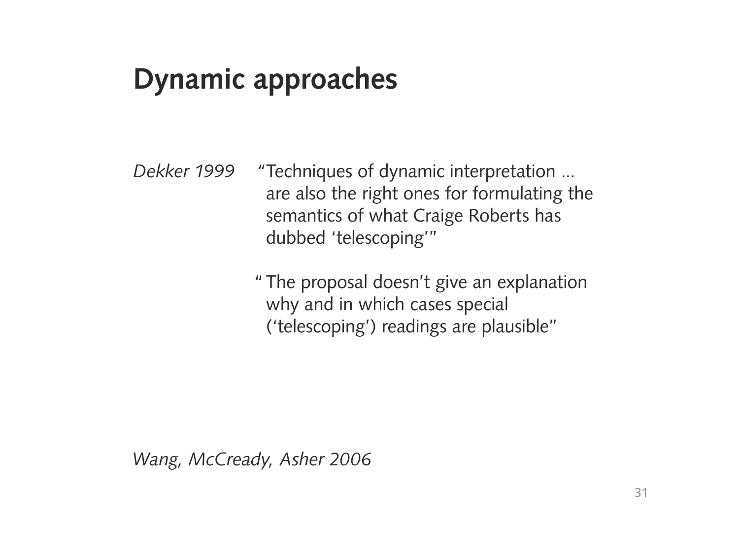# Dynamic approaches

*Dekker 1999*

"Techniques of dynamic interpretation … are also the right ones for formulating the semantics of what Craige Roberts has dubbed 'telescoping'"

" The proposal doesn't give an explanation why and in which cases special ('telescoping') readings are plausible"

*Wang, McCready, Asher 2006*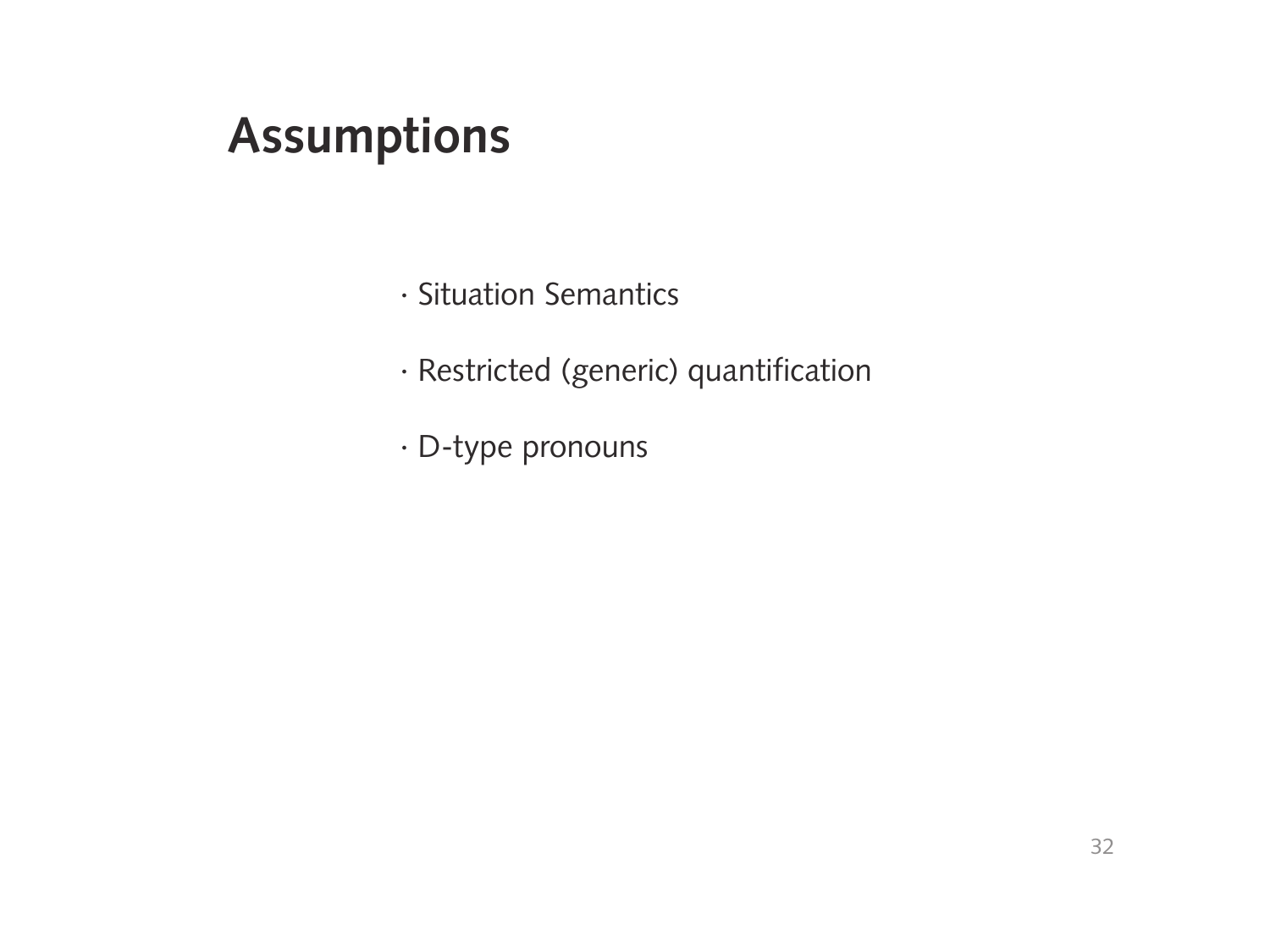# Assumptions

- Situation Semantics
- Restricted (generic) quantification
- D-type pronouns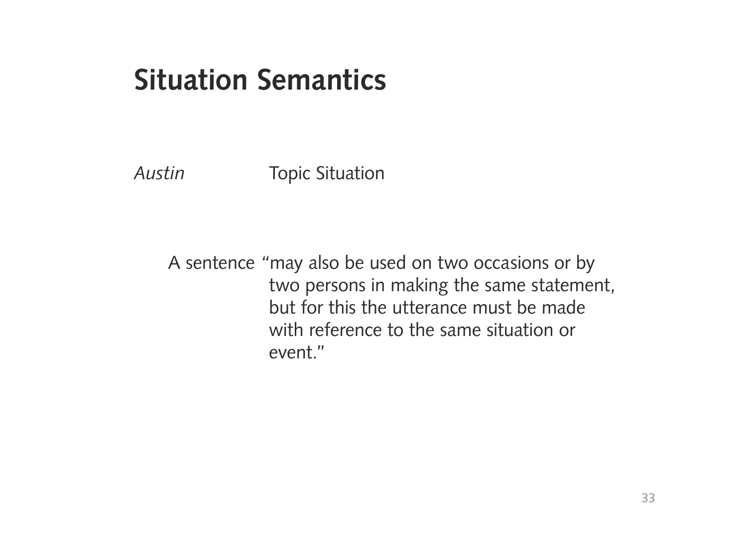# Situation Semantics

*Austin* Topic Situation

A sentence "may also be used on two occasions or by two persons in making the same statement, but for this the utterance must be made with reference to the same situation or event."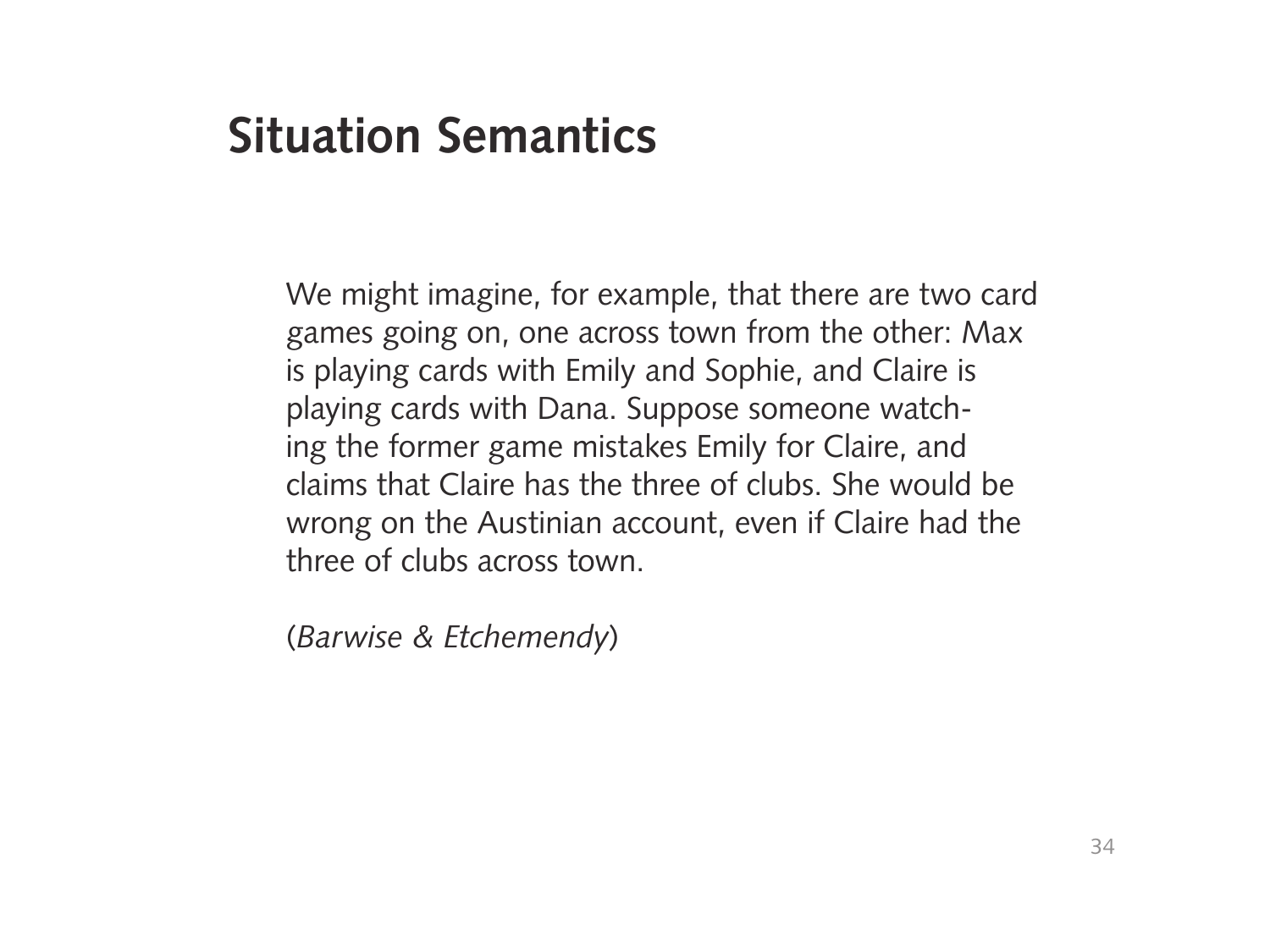# Situation Semantics

We might imagine, for example, that there are two card games going on, one across town from the other: Max is playing cards with Emily and Sophie, and Claire is playing cards with Dana. Suppose someone watching the former game mistakes Emily for Claire, and claims that Claire has the three of clubs. She would be wrong on the Austinian account, even if Claire had the three of clubs across town.

(*Barwise & Etchemendy*)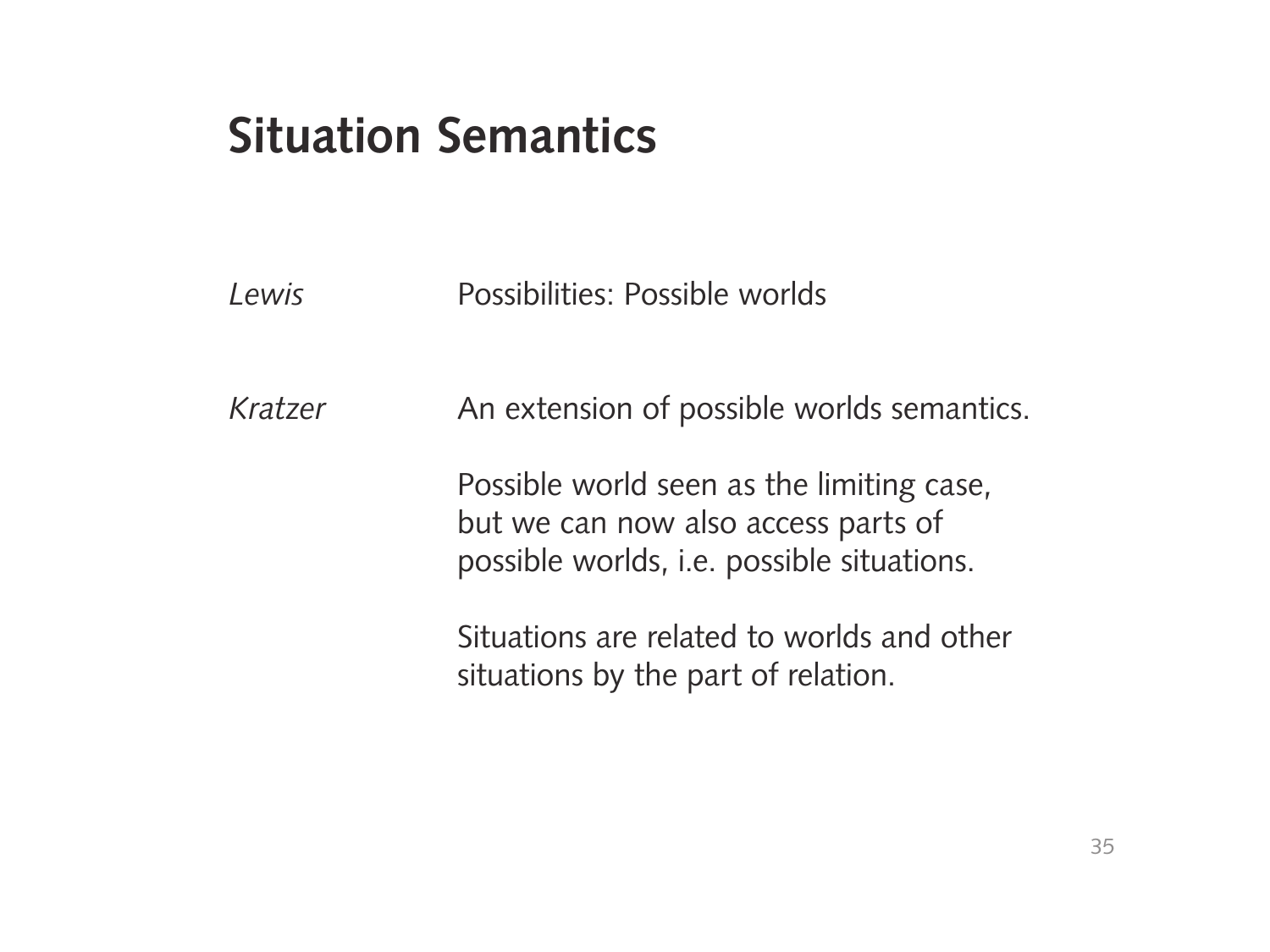# Situation Semantics

| | |
|---|---|
| *Lewis* | Possibilities: Possible worlds |
| *Kratzer* | An extension of possible worlds semantics.<br><br>Possible world seen as the limiting case, but we can now also access parts of possible worlds, i.e. possible situations.<br><br>Situations are related to worlds and other situations by the part of relation. |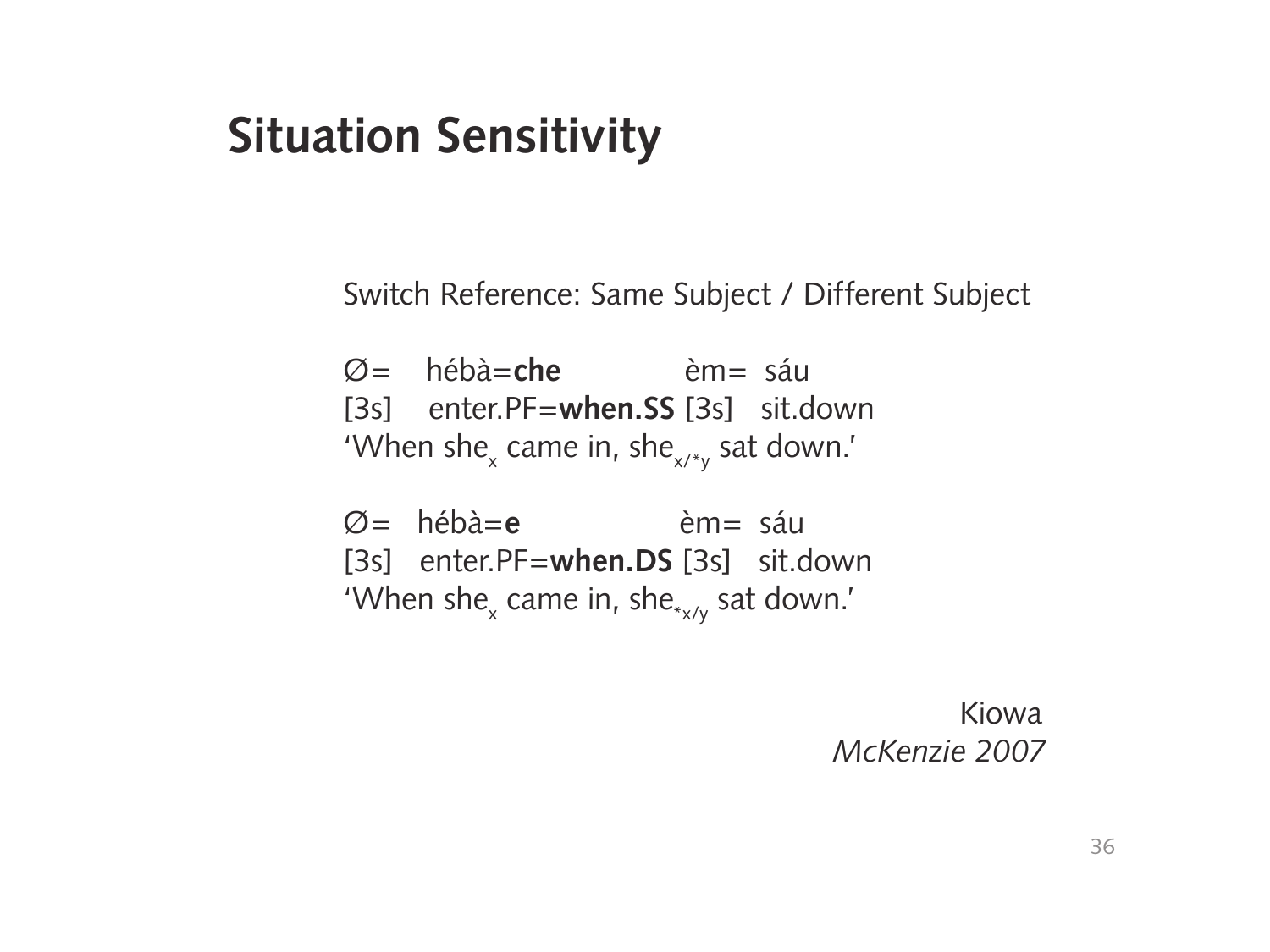# Situation Sensitivity

Switch Reference: Same Subject / Different Subject

Ø= hébà=**che** èm= sáu
[3s] enter.PF=**when.SS** [3s] sit.down
'When she$_x$ came in, she$_{x/*y}$ sat down.'

Ø= hébà=**e** èm= sáu
[3s] enter.PF=**when.DS** [3s] sit.down
'When she$_x$ came in, she$_{*x/y}$ sat down.'

Kiowa
*McKenzie 2007*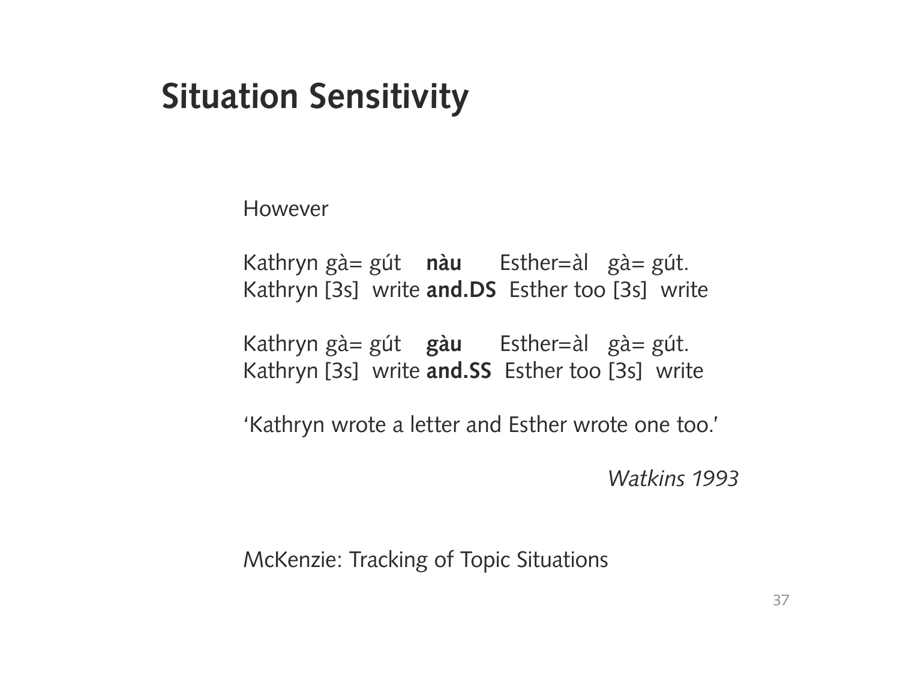# Situation Sensitivity

However

Kathryn gà= gút **nàu** Esther=àl gà= gút.
Kathryn [3s] write **and.DS** Esther too [3s] write

Kathryn gà= gút **gàu** Esther=àl gà= gút.
Kathryn [3s] write **and.SS** Esther too [3s] write

'Kathryn wrote a letter and Esther wrote one too.'

*Watkins 1993*

McKenzie: Tracking of Topic Situations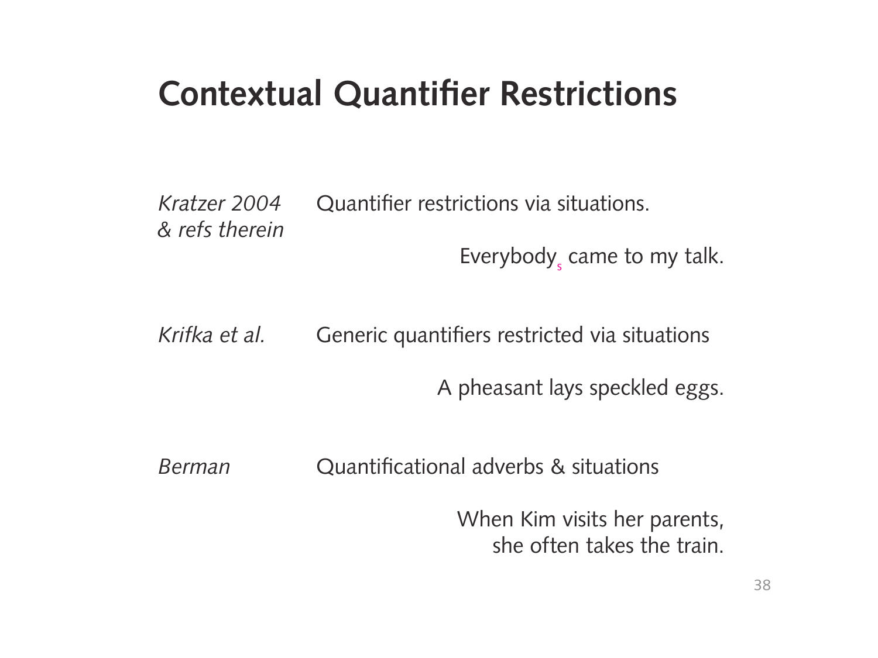# Contextual Quantifier Restrictions

*Kratzer 2004 & refs therein* — Quantifier restrictions via situations.

Everybody$_s$ came to my talk.

*Krifka et al.* — Generic quantifiers restricted via situations

A pheasant lays speckled eggs.

*Berman* — Quantificational adverbs & situations

When Kim visits her parents,
she often takes the train.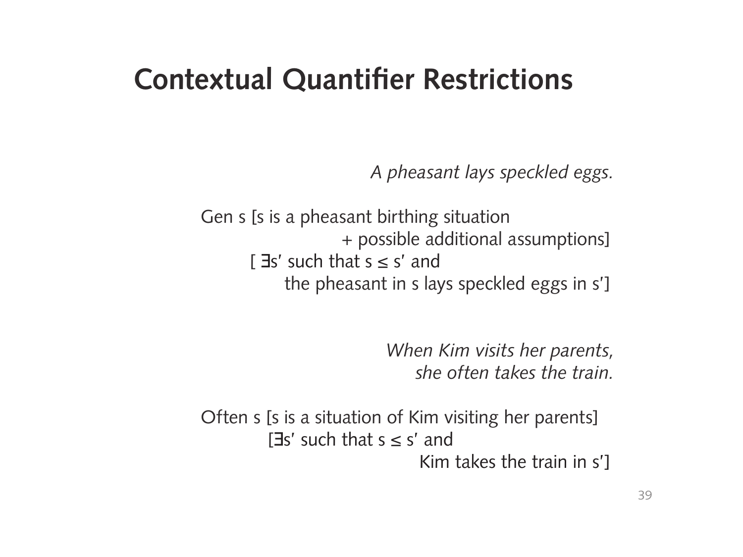# Contextual Quantifier Restrictions

*A pheasant lays speckled eggs.*

Gen s [s is a pheasant birthing situation
+ possible additional assumptions]
[ ∃s′ such that s ≤ s′ and
the pheasant in s lays speckled eggs in s′]

*When Kim visits her parents,*
*she often takes the train.*

Often s [s is a situation of Kim visiting her parents]
[∃s′ such that s ≤ s′ and
Kim takes the train in s′]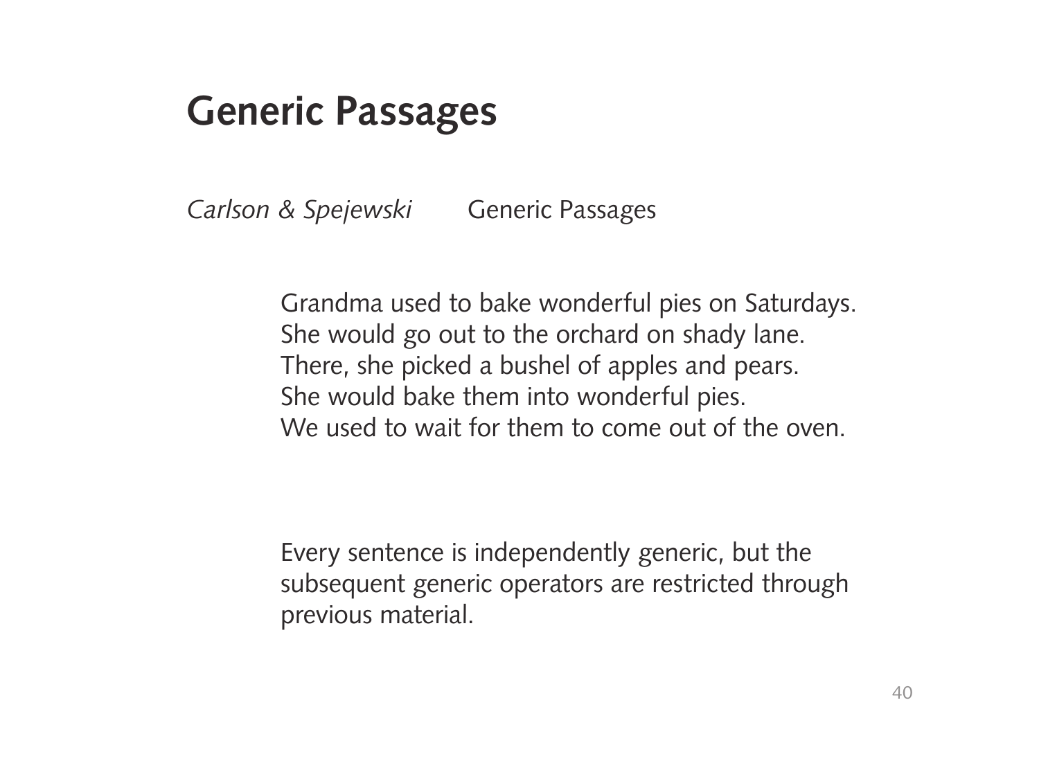# Generic Passages

*Carlson & Spejewski* Generic Passages

Grandma used to bake wonderful pies on Saturdays.
She would go out to the orchard on shady lane.
There, she picked a bushel of apples and pears.
She would bake them into wonderful pies.
We used to wait for them to come out of the oven.

Every sentence is independently generic, but the subsequent generic operators are restricted through previous material.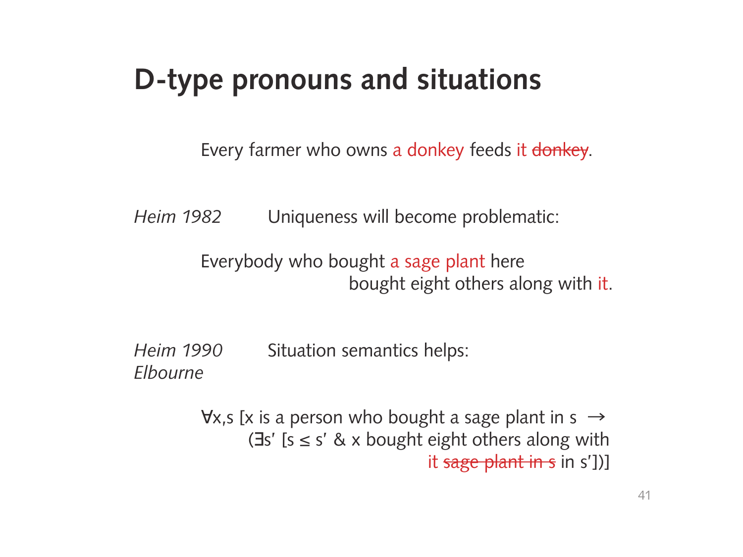# D-type pronouns and situations

Every farmer who owns a donkey feeds it ~~donkey~~.

*Heim 1982* Uniqueness will become problematic:

Everybody who bought a sage plant here
bought eight others along with it.

*Heim 1990*
*Elbourne*
Situation semantics helps:

∀x,s [x is a person who bought a sage plant in s →
(∃s′ [s ≤ s′ & x bought eight others along with
it ~~sage plant in s~~ in s′])]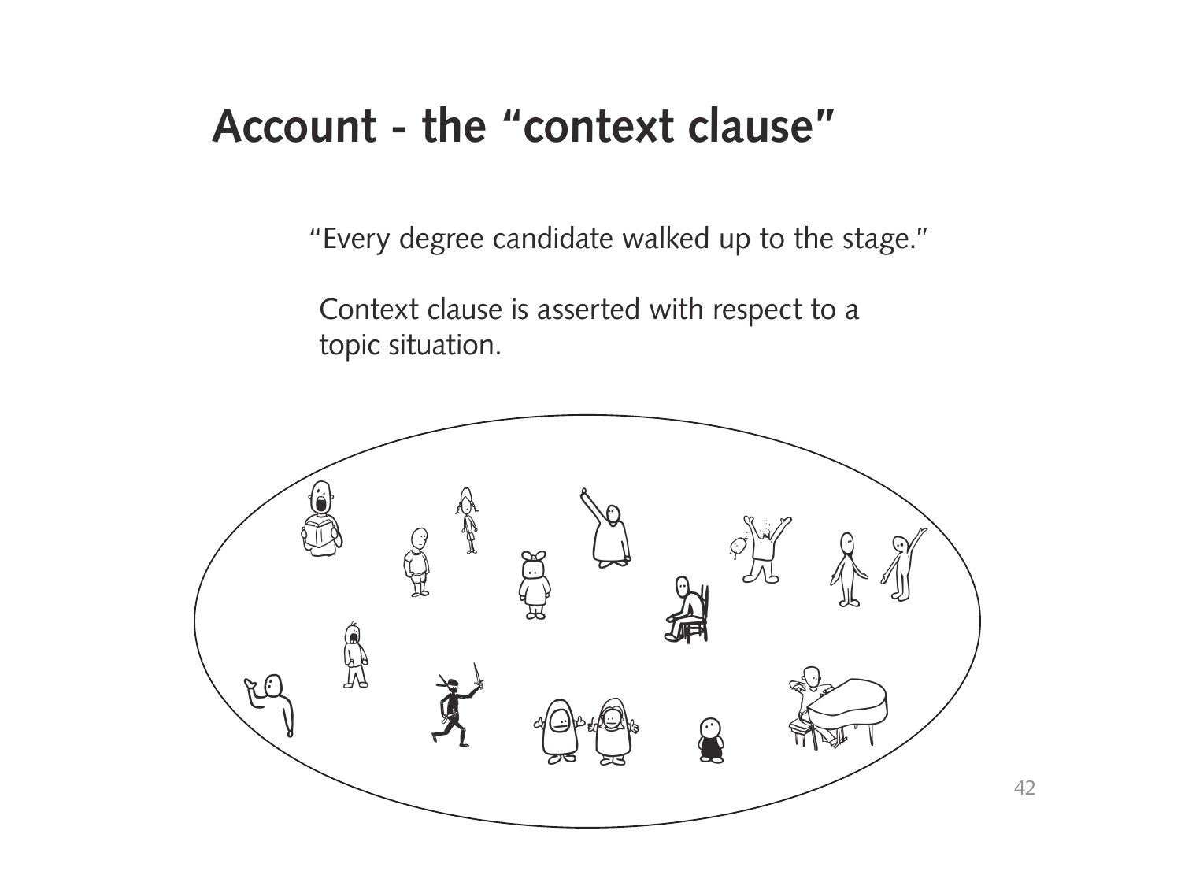# Account - the “context clause”

“Every degree candidate walked up to the stage.”

Context clause is asserted with respect to a topic situation.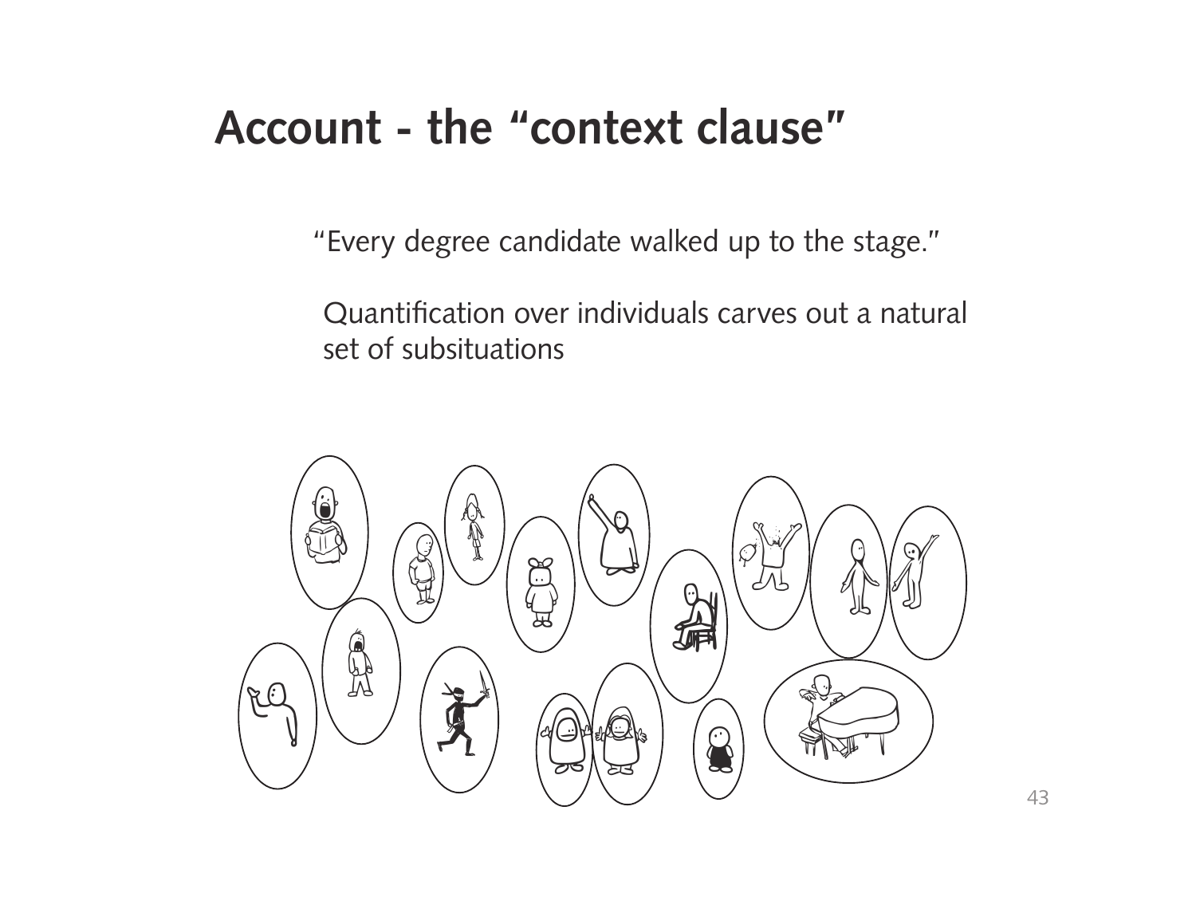# Account - the "context clause"

"Every degree candidate walked up to the stage."

Quantification over individuals carves out a natural set of subsituations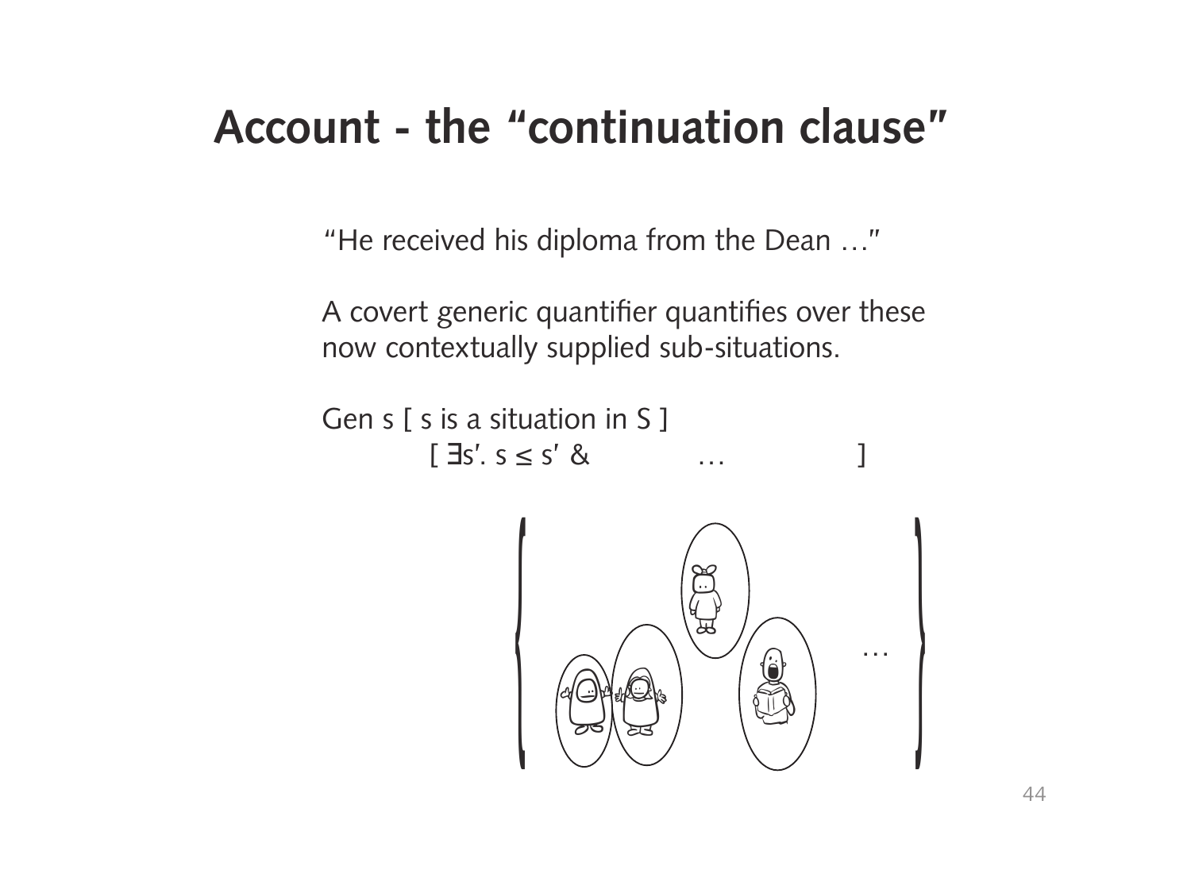# Account - the “continuation clause”

“He received his diploma from the Dean …”

A covert generic quantifier quantifies over these now contextually supplied sub-situations.

Gen s [ s is a situation in S ]
 [ $\exists$s′. s ≤ s′ & … ]

…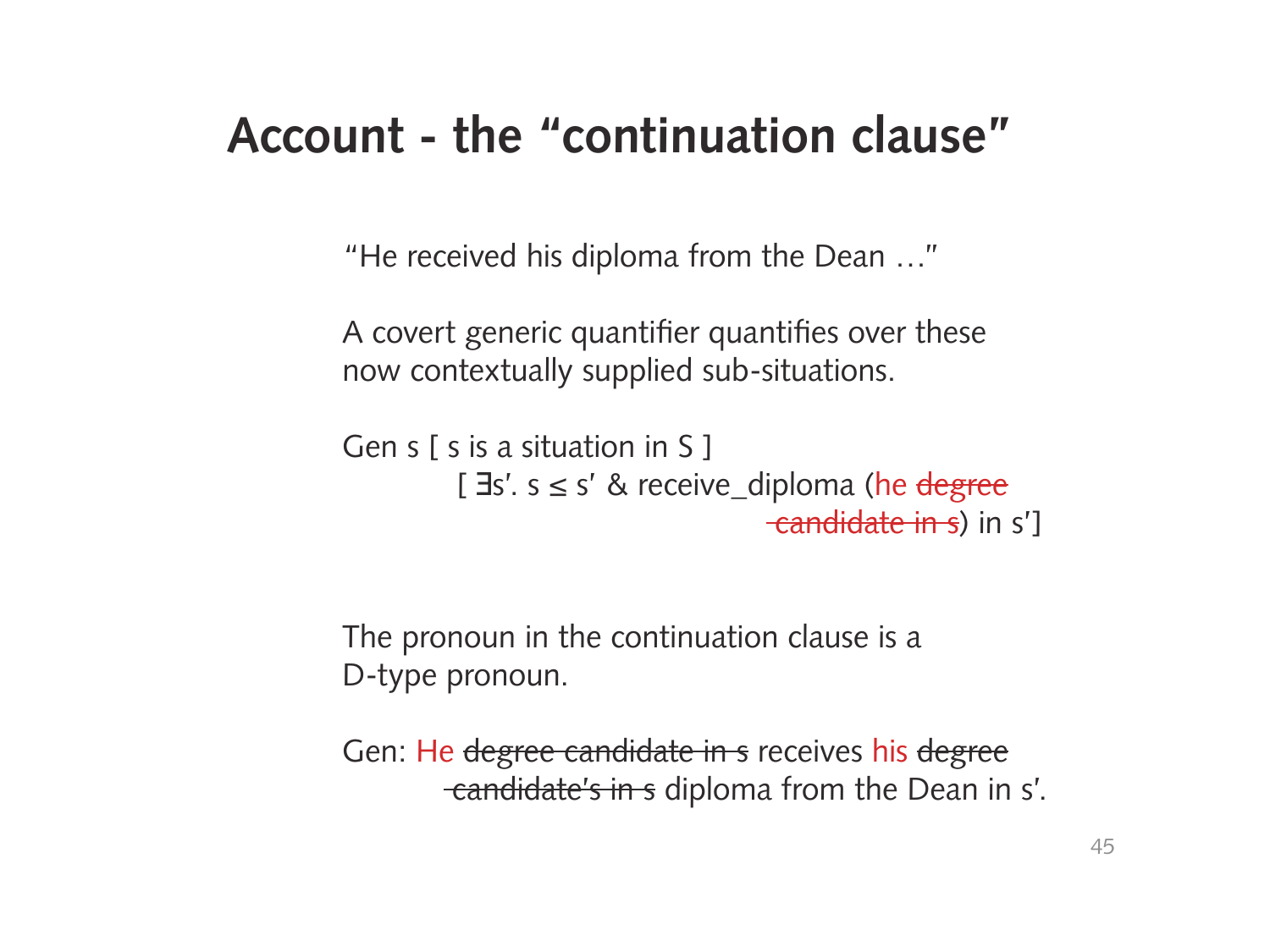# Account - the “continuation clause”

“He received his diploma from the Dean …”

A covert generic quantifier quantifies over these now contextually supplied sub-situations.

Gen s [ s is a situation in S ]
[ ∃s′. s ≤ s′ & receive_diploma (he ~~degree candidate in s~~) in s′]

The pronoun in the continuation clause is a D-type pronoun.

Gen: He ~~degree candidate in s~~ receives his ~~degree candidate's in s~~ diploma from the Dean in s′.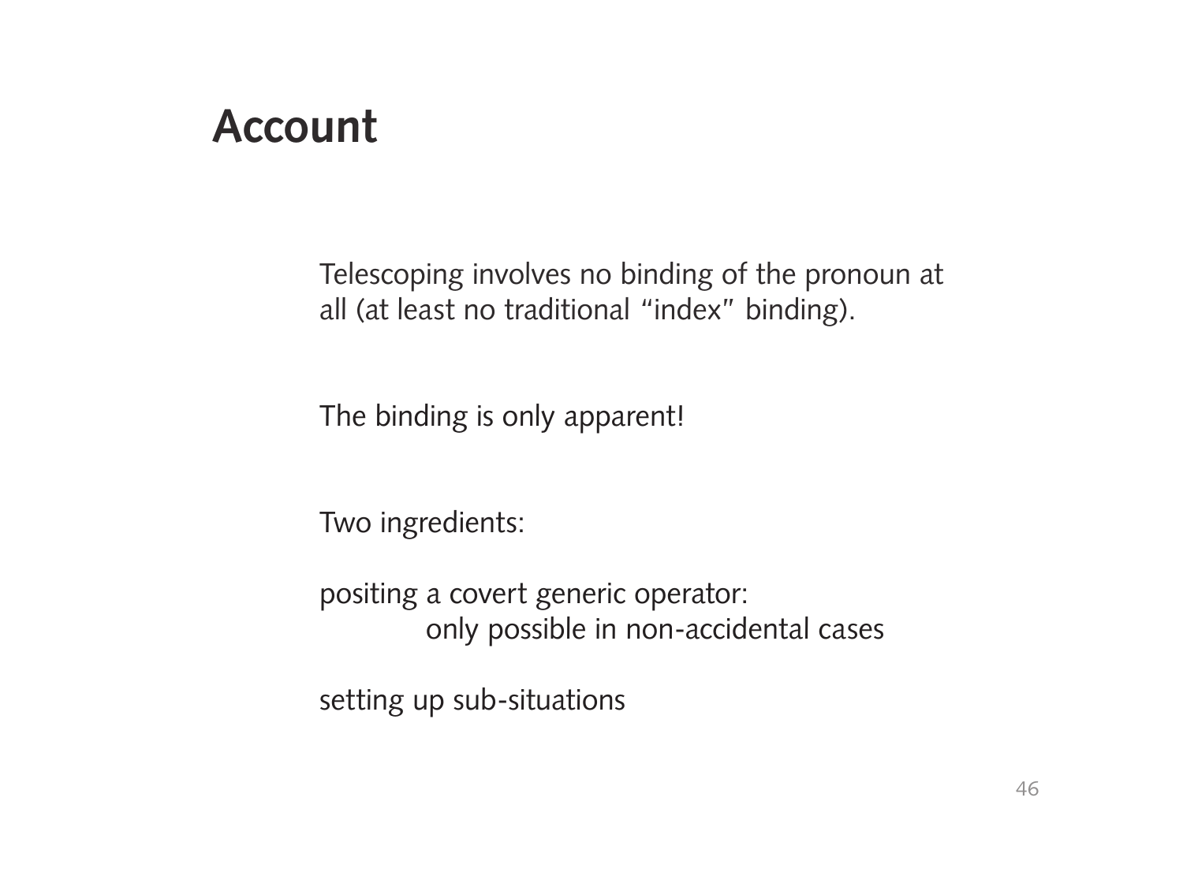# Account

Telescoping involves no binding of the pronoun at all (at least no traditional "index" binding).

The binding is only apparent!

Two ingredients:

positing a covert generic operator:
    only possible in non-accidental cases

setting up sub-situations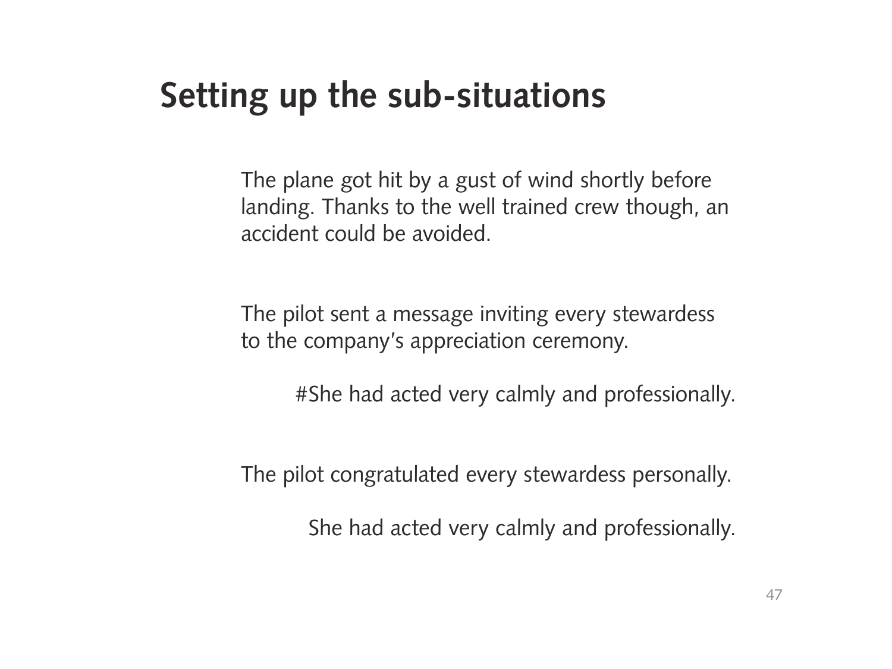# Setting up the sub-situations

The plane got hit by a gust of wind shortly before landing. Thanks to the well trained crew though, an accident could be avoided.

The pilot sent a message inviting every stewardess to the company's appreciation ceremony.

#She had acted very calmly and professionally.

The pilot congratulated every stewardess personally.

She had acted very calmly and professionally.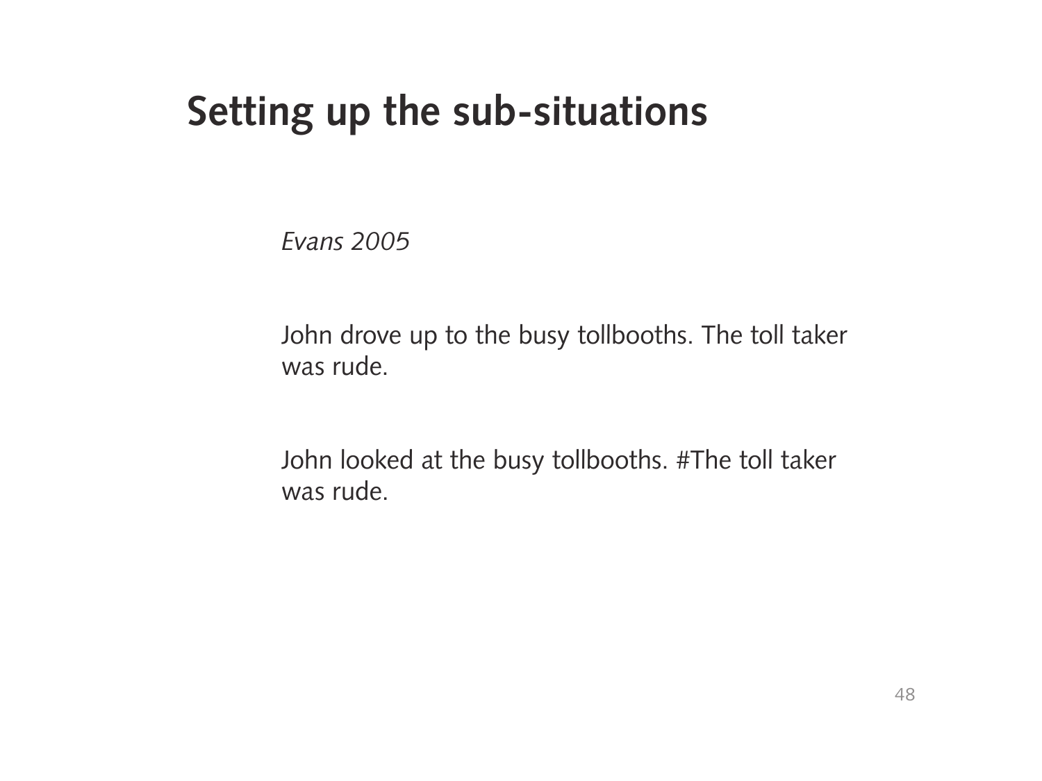# Setting up the sub-situations

*Evans 2005*

John drove up to the busy tollbooths. The toll taker was rude.

John looked at the busy tollbooths. #The toll taker was rude.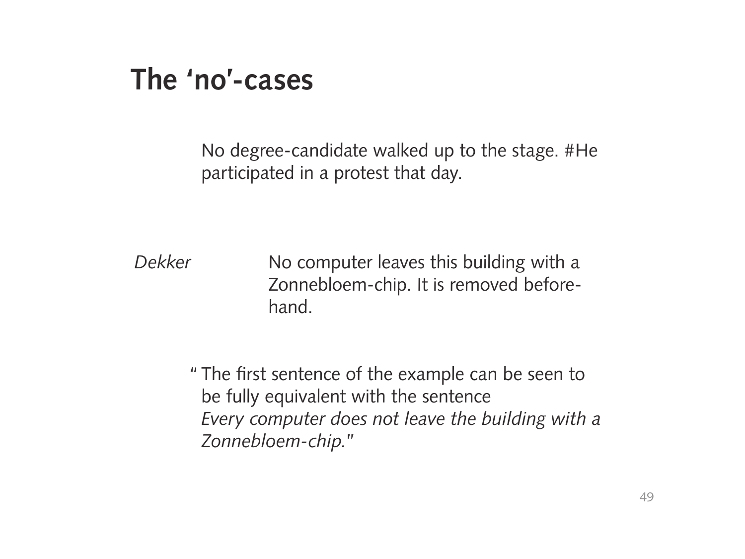# The 'no'-cases

No degree-candidate walked up to the stage. #He participated in a protest that day.

*Dekker* No computer leaves this building with a Zonnebloem-chip. It is removed before-hand.

" The first sentence of the example can be seen to be fully equivalent with the sentence *Every computer does not leave the building with a Zonnebloem-chip.*"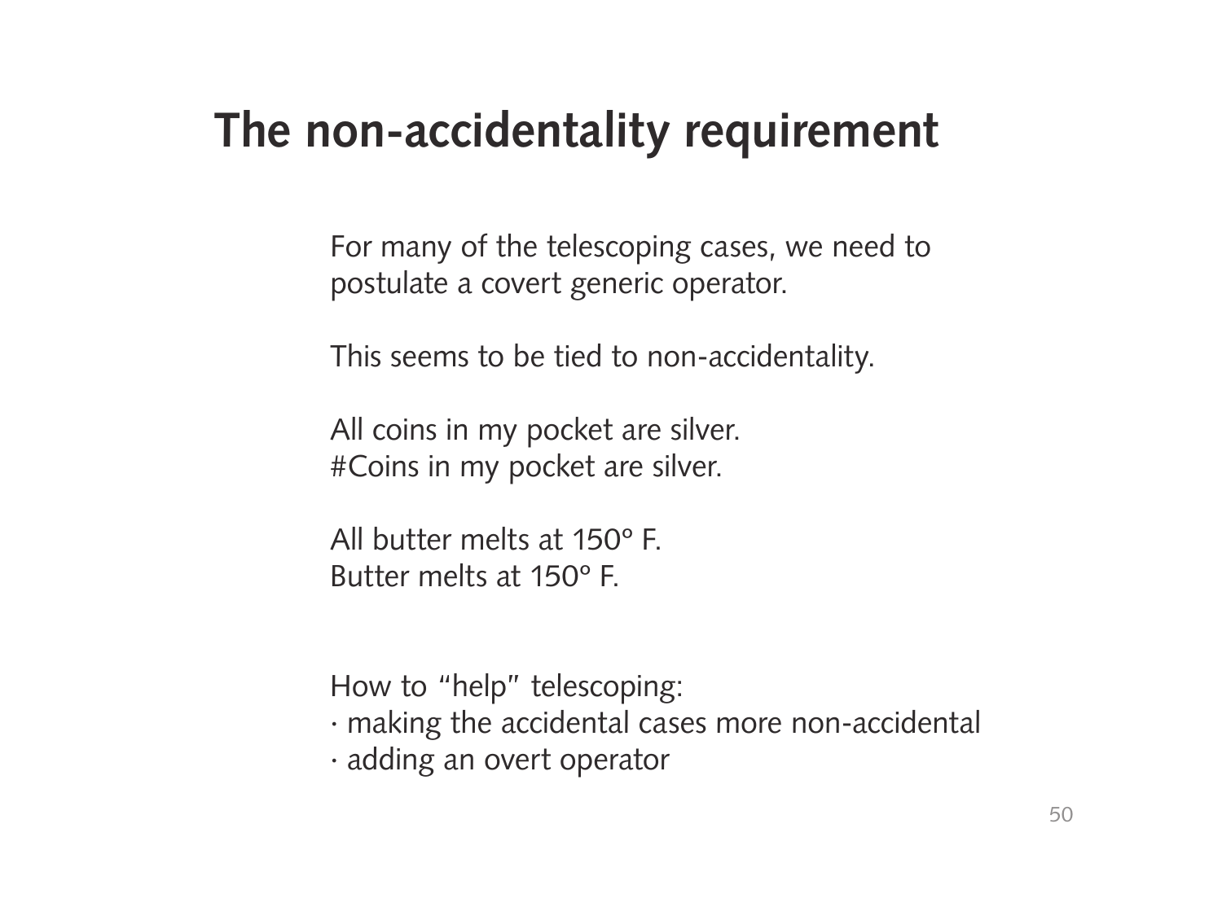# The non-accidentality requirement

For many of the telescoping cases, we need to postulate a covert generic operator.

This seems to be tied to non-accidentality.

All coins in my pocket are silver.
#Coins in my pocket are silver.

All butter melts at 150° F.
Butter melts at 150° F.

How to "help" telescoping:
· making the accidental cases more non-accidental
· adding an overt operator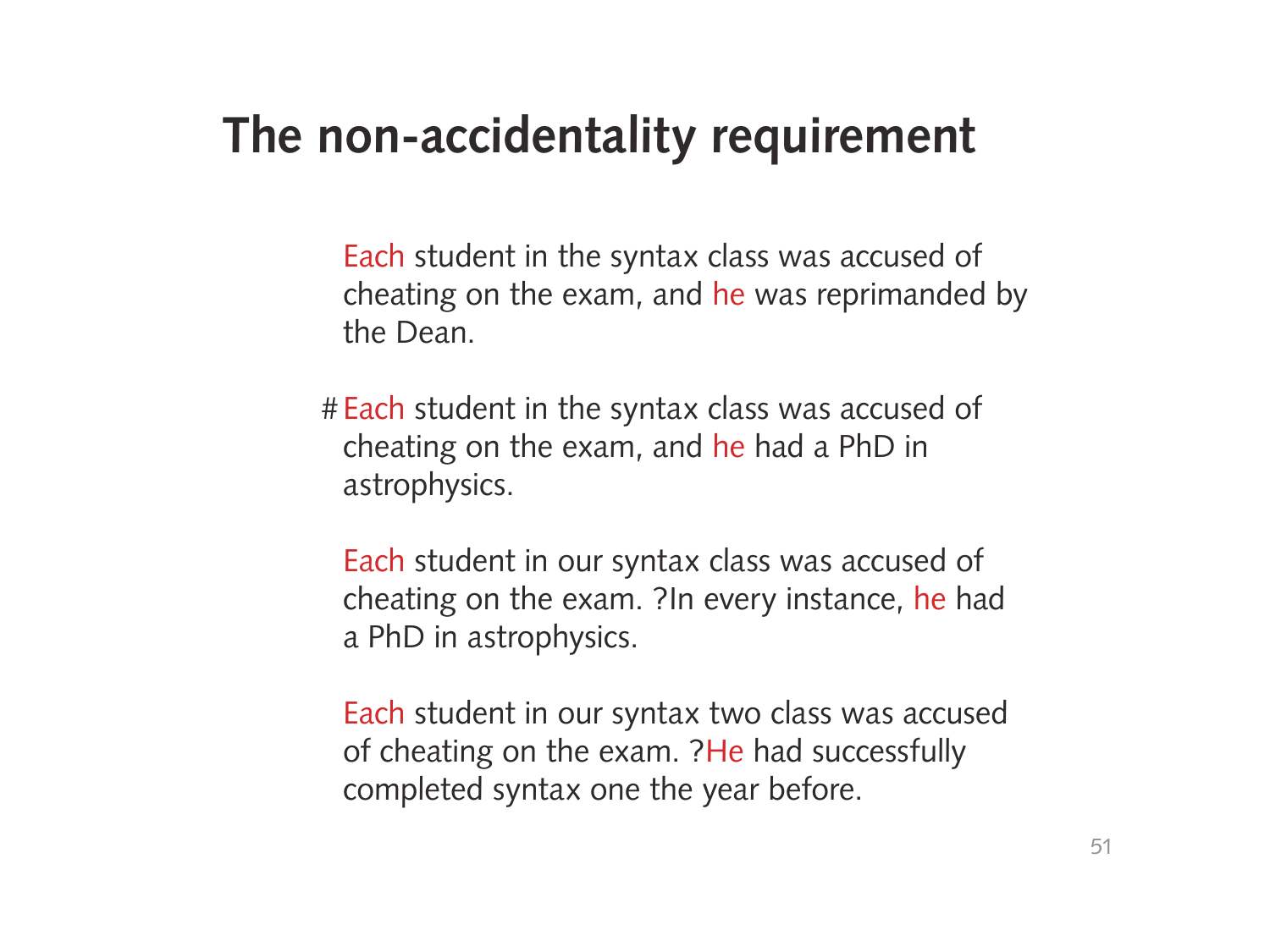# The non-accidentality requirement

Each student in the syntax class was accused of cheating on the exam, and he was reprimanded by the Dean.

#Each student in the syntax class was accused of cheating on the exam, and he had a PhD in astrophysics.

Each student in our syntax class was accused of cheating on the exam. ?In every instance, he had a PhD in astrophysics.

Each student in our syntax two class was accused of cheating on the exam. ?He had successfully completed syntax one the year before.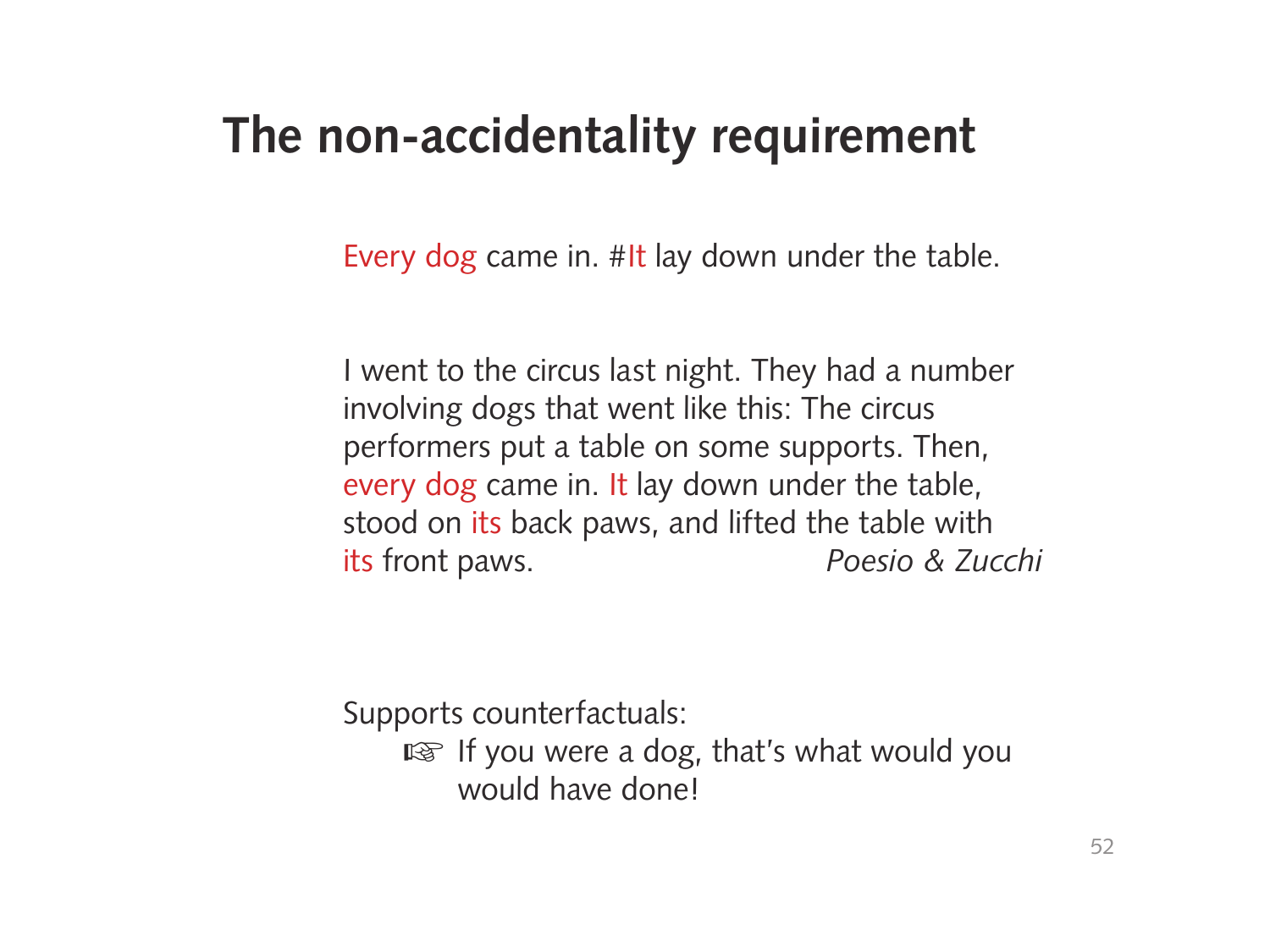# The non-accidentality requirement

Every dog came in. #It lay down under the table.

I went to the circus last night. They had a number involving dogs that went like this: The circus performers put a table on some supports. Then, every dog came in. It lay down under the table, stood on its back paws, and lifted the table with its front paws. *Poesio & Zucchi*

Supports counterfactuals:

☞ If you were a dog, that's what would you would have done!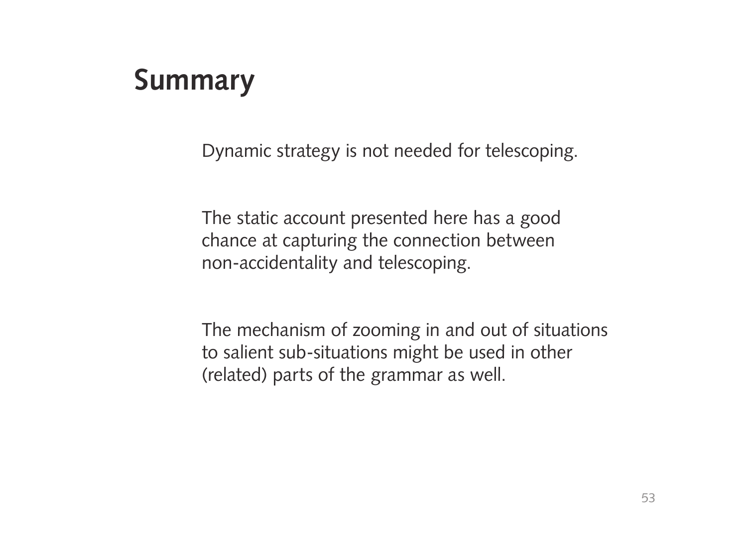# Summary

Dynamic strategy is not needed for telescoping.

The static account presented here has a good chance at capturing the connection between non-accidentality and telescoping.

The mechanism of zooming in and out of situations to salient sub-situations might be used in other (related) parts of the grammar as well.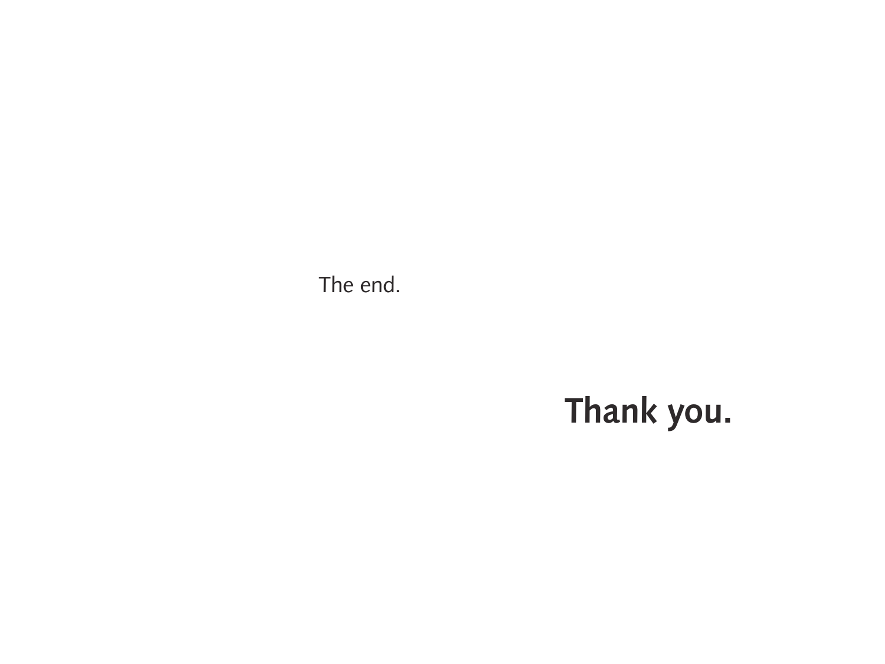The end.

**Thank you.**